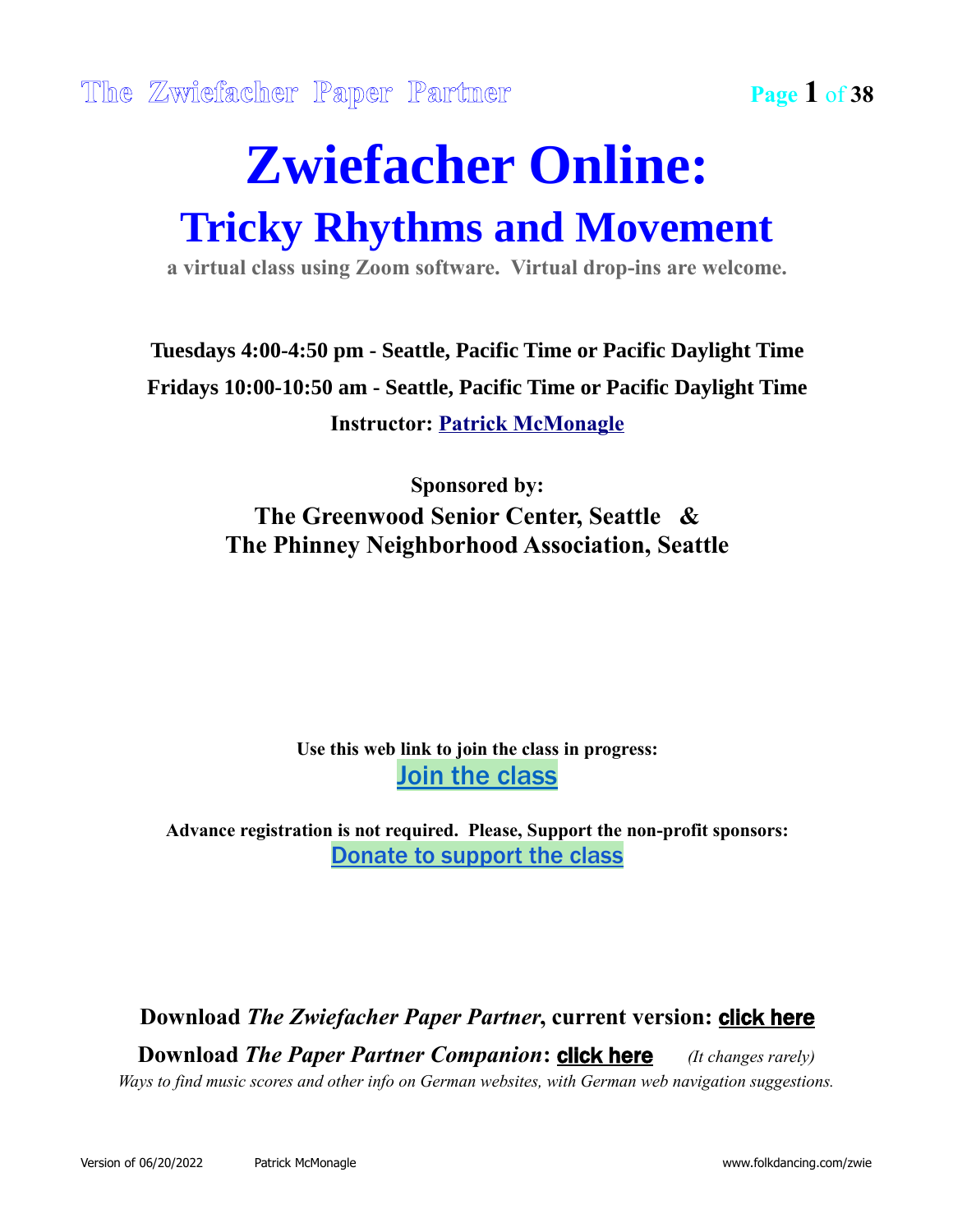# Zwiefacher Online:

## Tricky Rhythms and Movement

**a virtual class using Zoom software. Virtual drop-ins are welcome.**

**Tuesdays 4:00-4:50 pm - Seattle, Pacific Time or Pacific Daylight Time**

**Fridays 10:00-10:50 am - Seattle, Pacific Time or Pacific Daylight Time**

**Instructor: Patrick McMonagle**

**Sponsored by:**

**The Greenwood Senior Center, Seattle &**
**The Phinney Neighborhood Association, Seattle**

**Use this web link to join the class in progress:**

Join the class

**Advance registration is not required. Please, Support the non-profit sponsors:**

Donate to support the class

**Download *The Zwiefacher Paper Partner*, current version: click here**

**Download *The Paper Partner Companion*: click here** *(It changes rarely)*

*Ways to find music scores and other info on German websites, with German web navigation suggestions.*

Version of 06/20/2022 Patrick McMonagle www.folkdancing.com/zwie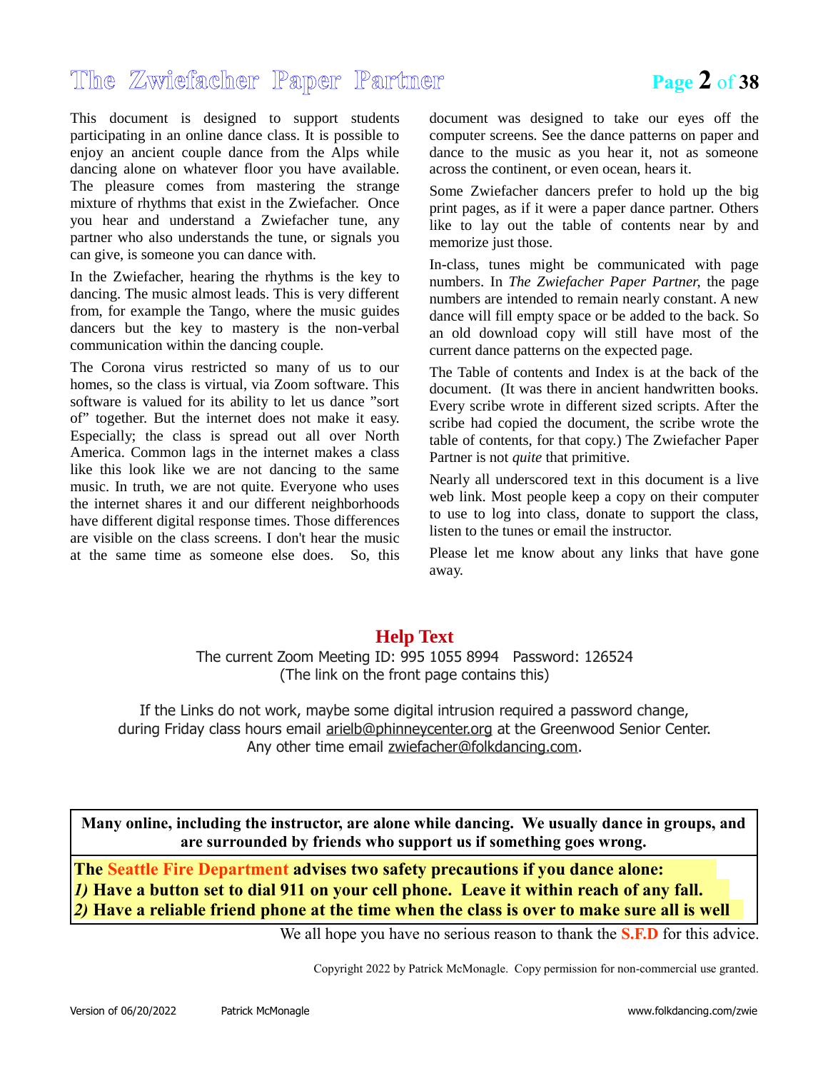This document is designed to support students participating in an online dance class. It is possible to enjoy an ancient couple dance from the Alps while dancing alone on whatever floor you have available. The pleasure comes from mastering the strange mixture of rhythms that exist in the Zwiefacher. Once you hear and understand a Zwiefacher tune, any partner who also understands the tune, or signals you can give, is someone you can dance with.

In the Zwiefacher, hearing the rhythms is the key to dancing. The music almost leads. This is very different from, for example the Tango, where the music guides dancers but the key to mastery is the non-verbal communication within the dancing couple.

The Corona virus restricted so many of us to our homes, so the class is virtual, via Zoom software. This software is valued for its ability to let us dance "sort of" together. But the internet does not make it easy. Especially; the class is spread out all over North America. Common lags in the internet makes a class like this look like we are not dancing to the same music. In truth, we are not quite. Everyone who uses the internet shares it and our different neighborhoods have different digital response times. Those differences are visible on the class screens. I don't hear the music at the same time as someone else does. So, this document was designed to take our eyes off the computer screens. See the dance patterns on paper and dance to the music as you hear it, not as someone across the continent, or even ocean, hears it.

Some Zwiefacher dancers prefer to hold up the big print pages, as if it were a paper dance partner. Others like to lay out the table of contents near by and memorize just those.

In-class, tunes might be communicated with page numbers. In *The Zwiefacher Paper Partner*, the page numbers are intended to remain nearly constant. A new dance will fill empty space or be added to the back. So an old download copy will still have most of the current dance patterns on the expected page.

The Table of contents and Index is at the back of the document. (It was there in ancient handwritten books. Every scribe wrote in different sized scripts. After the scribe had copied the document, the scribe wrote the table of contents, for that copy.) The Zwiefacher Paper Partner is not *quite* that primitive.

Nearly all underscored text in this document is a live web link. Most people keep a copy on their computer to use to log into class, donate to support the class, listen to the tunes or email the instructor.

Please let me know about any links that have gone away.

## Help Text

The current Zoom Meeting ID: 995 1055 8994 Password: 126524
(The link on the front page contains this)

If the Links do not work, maybe some digital intrusion required a password change, during Friday class hours email arielb@phinneycenter.org at the Greenwood Senior Center. Any other time email zwiefacher@folkdancing.com.

**Many online, including the instructor, are alone while dancing. We usually dance in groups, and are surrounded by friends who support us if something goes wrong.**

**The Seattle Fire Department advises two safety precautions if you dance alone:**
***1)*** **Have a button set to dial 911 on your cell phone. Leave it within reach of any fall.**
***2)*** **Have a reliable friend phone at the time when the class is over to make sure all is well**

We all hope you have no serious reason to thank the **S.F.D** for this advice.

Copyright 2022 by Patrick McMonagle. Copy permission for non-commercial use granted.

Version of 06/20/2022 Patrick McMonagle www.folkdancing.com/zwie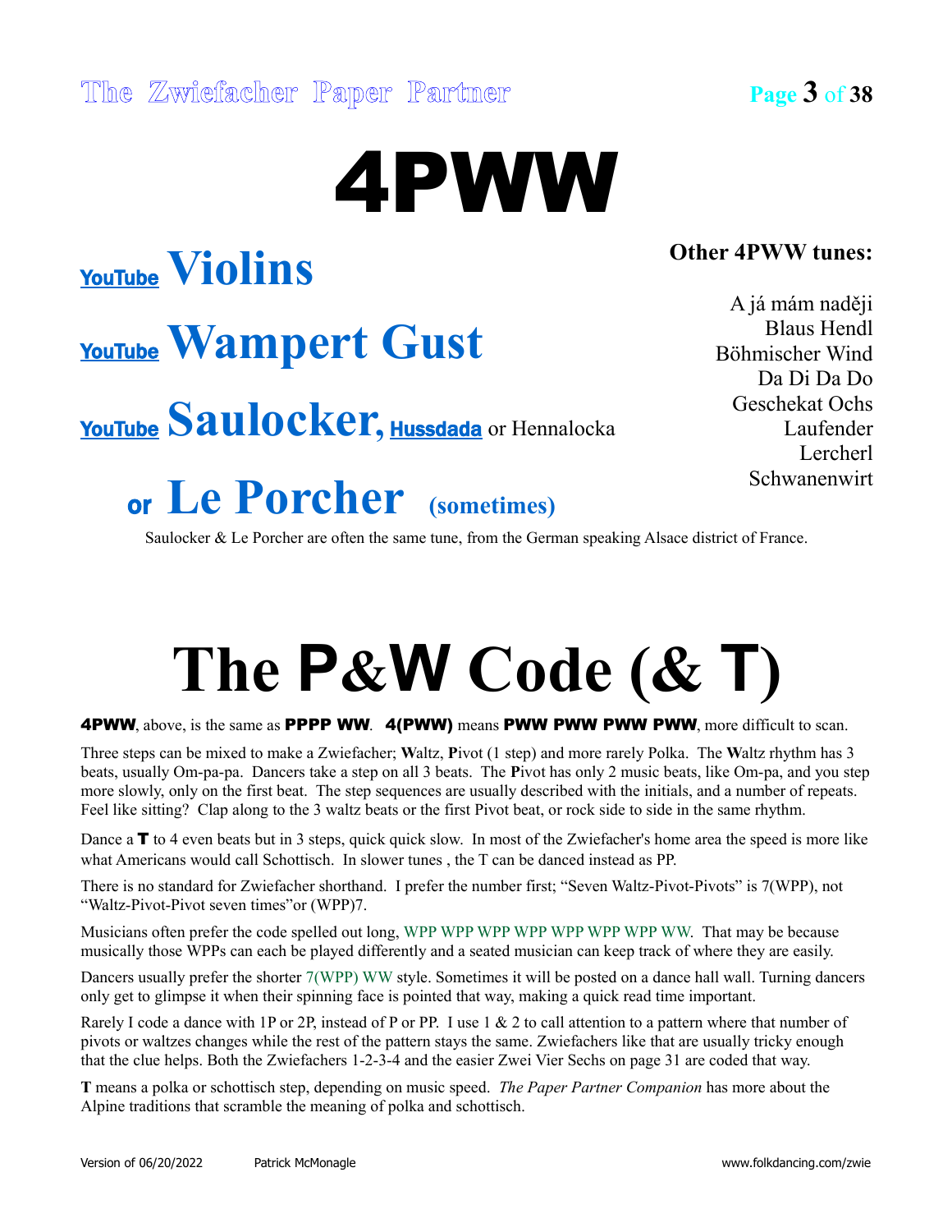# 4PWW

## YouTube Violins

## YouTube Wampert Gust

## YouTube Saulocker, Hussdada or Hennalocka

## or Le Porcher (sometimes)

Saulocker & Le Porcher are often the same tune, from the German speaking Alsace district of France.

**Other 4PWW tunes:**

A já mám naději
Blaus Hendl
Böhmischer Wind
Da Di Da Do
Geschekat Ochs
Laufender
Lercherl
Schwanenwirt

# The P&W Code (& T)

**4PWW**, above, is the same as **PPPP WW**. **4(PWW)** means **PWW PWW PWW PWW**, more difficult to scan.

Three steps can be mixed to make a Zwiefacher; **W**altz, **P**ivot (1 step) and more rarely Polka. The **W**altz rhythm has 3 beats, usually Om-pa-pa. Dancers take a step on all 3 beats. The **P**ivot has only 2 music beats, like Om-pa, and you step more slowly, only on the first beat. The step sequences are usually described with the initials, and a number of repeats. Feel like sitting? Clap along to the 3 waltz beats or the first Pivot beat, or rock side to side in the same rhythm.

Dance a **T** to 4 even beats but in 3 steps, quick quick slow. In most of the Zwiefacher's home area the speed is more like what Americans would call Schottisch. In slower tunes , the T can be danced instead as PP.

There is no standard for Zwiefacher shorthand. I prefer the number first; "Seven Waltz-Pivot-Pivots" is 7(WPP), not "Waltz-Pivot-Pivot seven times"or (WPP)7.

Musicians often prefer the code spelled out long, WPP WPP WPP WPP WPP WPP WPP WW. That may be because musically those WPPs can each be played differently and a seated musician can keep track of where they are easily.

Dancers usually prefer the shorter 7(WPP) WW style. Sometimes it will be posted on a dance hall wall. Turning dancers only get to glimpse it when their spinning face is pointed that way, making a quick read time important.

Rarely I code a dance with 1P or 2P, instead of P or PP. I use 1 & 2 to call attention to a pattern where that number of pivots or waltzes changes while the rest of the pattern stays the same. Zwiefachers like that are usually tricky enough that the clue helps. Both the Zwiefachers 1-2-3-4 and the easier Zwei Vier Sechs on page 31 are coded that way.

**T** means a polka or schottisch step, depending on music speed. *The Paper Partner Companion* has more about the Alpine traditions that scramble the meaning of polka and schottisch.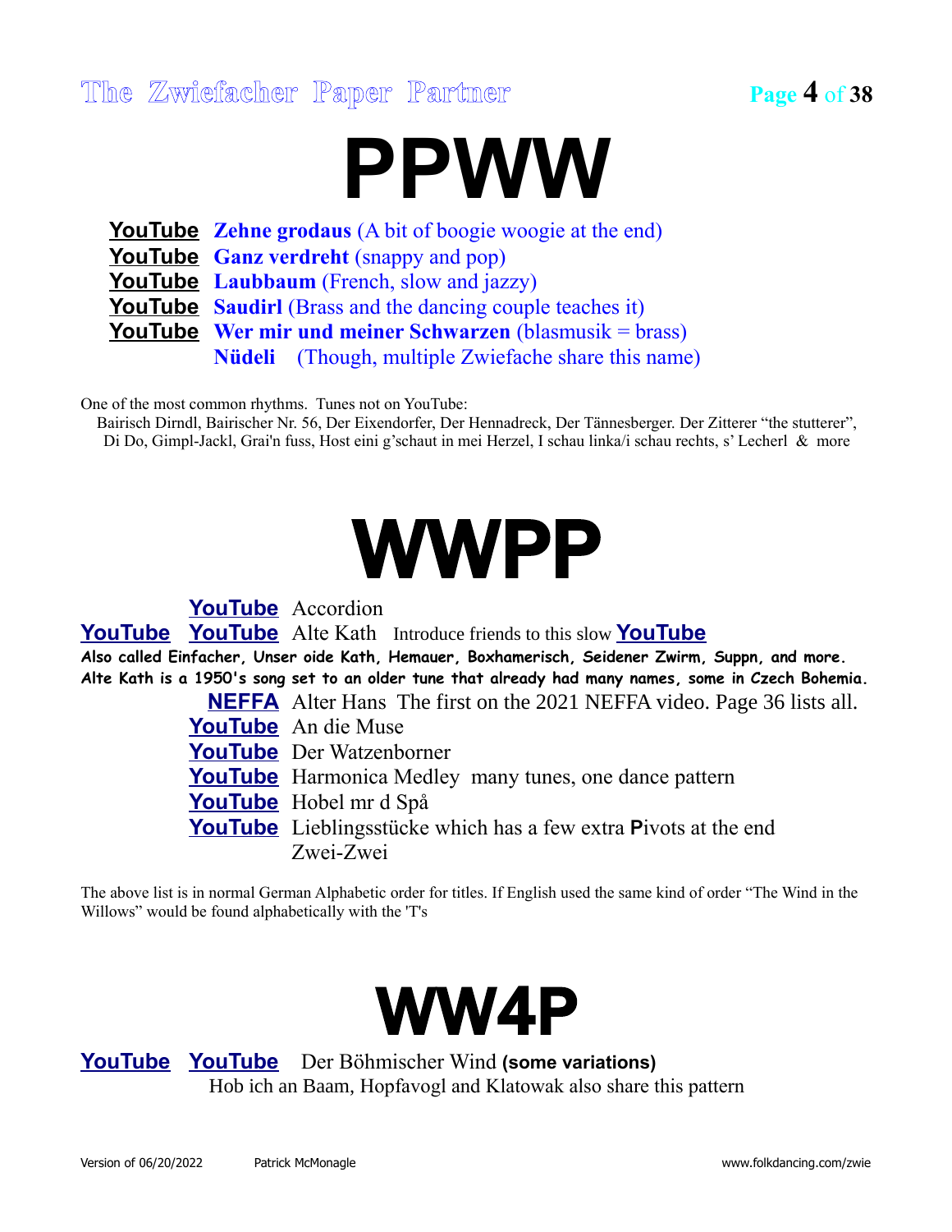# PPWW

**YouTube** **Zehne grodaus** (A bit of boogie woogie at the end)
**YouTube** **Ganz verdreht** (snappy and pop)
**YouTube** **Laubbaum** (French, slow and jazzy)
**YouTube** **Saudirl** (Brass and the dancing couple teaches it)
**YouTube** **Wer mir und meiner Schwarzen** (blasmusik = brass)
**Nüdeli** (Though, multiple Zwiefache share this name)

One of the most common rhythms. Tunes not on YouTube:
Bairisch Dirndl, Bairischer Nr. 56, Der Eixendorfer, Der Hennadreck, Der Tännesberger. Der Zitterer "the stutterer", Di Do, Gimpl-Jackl, Grai'n fuss, Host eini g'schaut in mei Herzel, I schau linka/i schau rechts, s' Lecherl & more

# WWPP

**YouTube** Accordion
**YouTube** **YouTube** Alte Kath Introduce friends to this slow **YouTube**
**Also called Einfacher, Unser oide Kath, Hemauer, Boxhamerisch, Seidener Zwirm, Suppn, and more.**
**Alte Kath is a 1950's song set to an older tune that already had many names, some in Czech Bohemia.**
**NEFFA** Alter Hans The first on the 2021 NEFFA video. Page 36 lists all.
**YouTube** An die Muse
**YouTube** Der Watzenborner
**YouTube** Harmonica Medley many tunes, one dance pattern
**YouTube** Hobel mr d Spå
**YouTube** Lieblingsstücke which has a few extra **P**ivots at the end
Zwei-Zwei

The above list is in normal German Alphabetic order for titles. If English used the same kind of order "The Wind in the Willows" would be found alphabetically with the 'T's

# WW4P

**YouTube** **YouTube** Der Böhmischer Wind **(some variations)**
Hob ich an Baam, Hopfavogl and Klatowak also share this pattern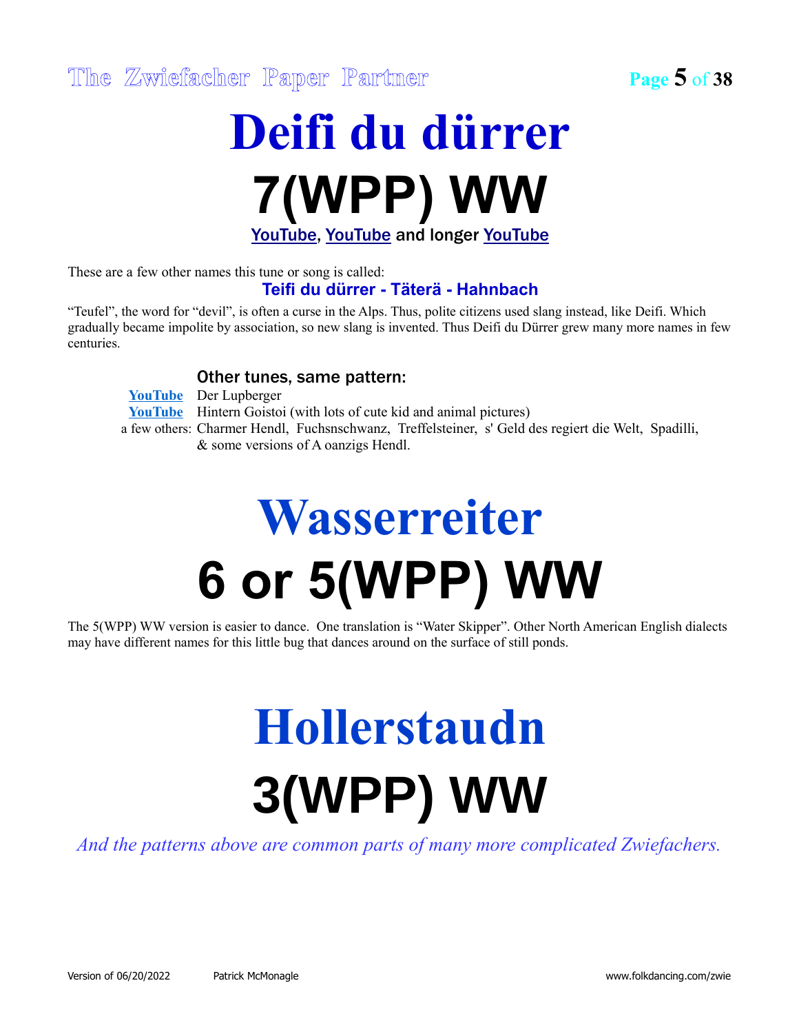# Deifi du dürrer

# 7(WPP) WW

**YouTube, YouTube and longer YouTube**

These are a few other names this tune or song is called:

**Teifi du dürrer - Täterä - Hahnbach**

“Teufel”, the word for “devil”, is often a curse in the Alps. Thus, polite citizens used slang instead, like Deifi. Which gradually became impolite by association, so new slang is invented. Thus Deifi du Dürrer grew many more names in few centuries.

### Other tunes, same pattern:

- **YouTube** Der Lupberger
- **YouTube** Hintern Goistoi (with lots of cute kid and animal pictures)
- a few others: Charmer Hendl, Fuchsnschwanz, Treffelsteiner, s' Geld des regiert die Welt, Spadilli, & some versions of A oanzigs Hendl.

# Wasserreiter

# 6 or 5(WPP) WW

The 5(WPP) WW version is easier to dance. One translation is “Water Skipper”. Other North American English dialects may have different names for this little bug that dances around on the surface of still ponds.

# Hollerstaudn

# 3(WPP) WW

*And the patterns above are common parts of many more complicated Zwiefachers.*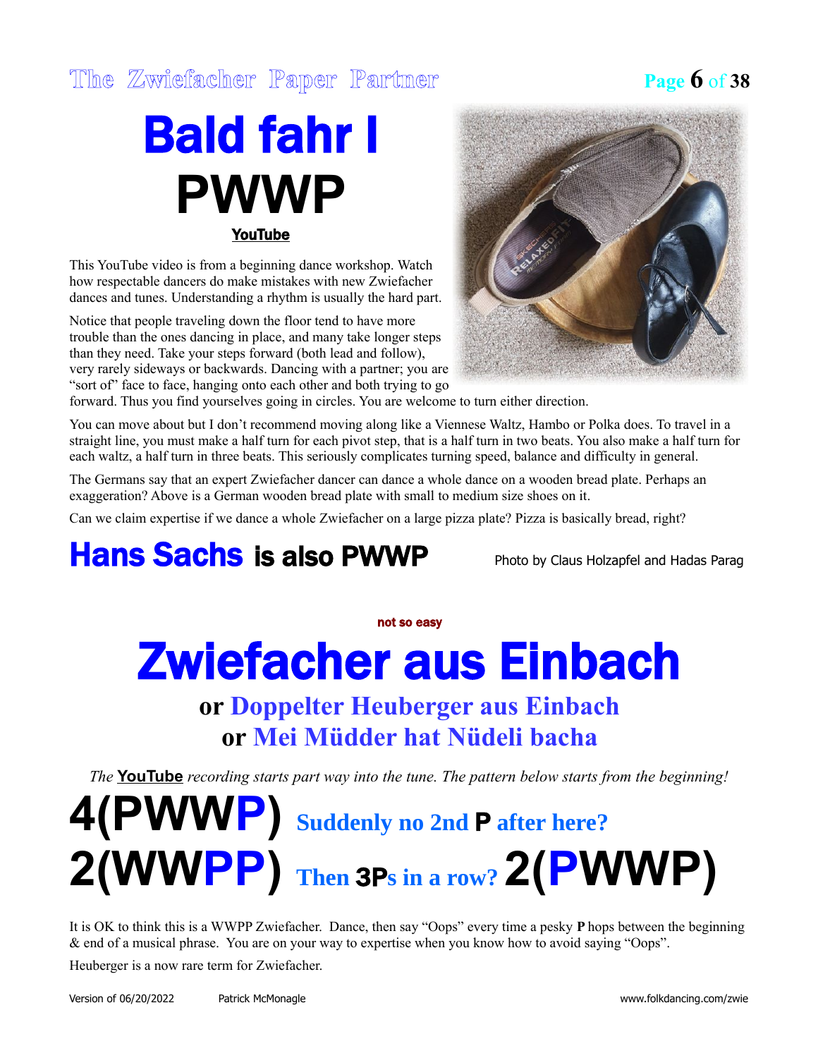# Bald fahr I
# PWWP

**YouTube**

This YouTube video is from a beginning dance workshop. Watch how respectable dancers do make mistakes with new Zwiefacher dances and tunes. Understanding a rhythm is usually the hard part.

Notice that people traveling down the floor tend to have more trouble than the ones dancing in place, and many take longer steps than they need. Take your steps forward (both lead and follow), very rarely sideways or backwards. Dancing with a partner; you are "sort of" face to face, hanging onto each other and both trying to go forward. Thus you find yourselves going in circles. You are welcome to turn either direction.

You can move about but I don't recommend moving along like a Viennese Waltz, Hambo or Polka does. To travel in a straight line, you must make a half turn for each pivot step, that is a half turn in two beats. You also make a half turn for each waltz, a half turn in three beats. This seriously complicates turning speed, balance and difficulty in general.

The Germans say that an expert Zwiefacher dancer can dance a whole dance on a wooden bread plate. Perhaps an exaggeration? Above is a German wooden bread plate with small to medium size shoes on it.

Can we claim expertise if we dance a whole Zwiefacher on a large pizza plate? Pizza is basically bread, right?

Photo by Claus Holzapfel and Hadas Parag

## Hans Sachs is also PWWP

not so easy

# Zwiefacher aus Einbach

### or Doppelter Heuberger aus Einbach
### or Mei Müdder hat Nüdeli bacha

*The* **YouTube** *recording starts part way into the tune. The pattern below starts from the beginning!*

## 4(PWWP) Suddenly no 2nd P after here?
## 2(WWPP) Then 3Ps in a row? 2(PWWP)

It is OK to think this is a WWPP Zwiefacher. Dance, then say "Oops" every time a pesky **P** hops between the beginning & end of a musical phrase. You are on your way to expertise when you know how to avoid saying "Oops".

Heuberger is a now rare term for Zwiefacher.

Version of 06/20/2022 Patrick McMonagle www.folkdancing.com/zwie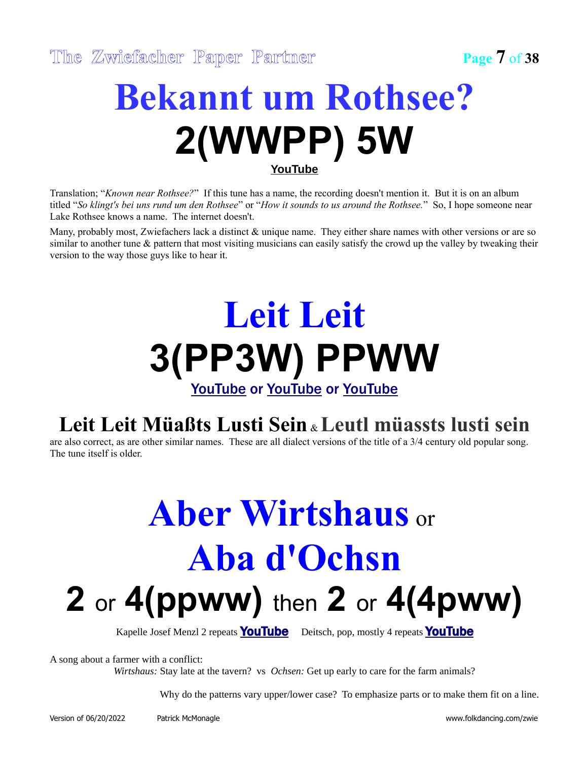# Bekannt um Rothsee?

# 2(WWPP) 5W

**YouTube**

Translation; "*Known near Rothsee?*" If this tune has a name, the recording doesn't mention it. But it is on an album titled "*So klingt's bei uns rund um den Rothsee*" or "*How it sounds to us around the Rothsee.*" So, I hope someone near Lake Rothsee knows a name. The internet doesn't.

Many, probably most, Zwiefachers lack a distinct & unique name. They either share names with other versions or are so similar to another tune & pattern that most visiting musicians can easily satisfy the crowd up the valley by tweaking their version to the way those guys like to hear it.

# Leit Leit

# 3(PP3W) PPWW

**YouTube or YouTube or YouTube**

## Leit Leit Müaßts Lusti Sein & Leutl müassts lusti sein

are also correct, as are other similar names. These are all dialect versions of the title of a 3/4 century old popular song. The tune itself is older.

# Aber Wirtshaus or Aba d'Ochsn

# 2 or 4(ppww) then 2 or 4(4pww)

Kapelle Josef Menzl 2 repeats **YouTube** Deitsch, pop, mostly 4 repeats **YouTube**

A song about a farmer with a conflict:

*Wirtshaus:* Stay late at the tavern? vs *Ochsen:* Get up early to care for the farm animals?

Why do the patterns vary upper/lower case? To emphasize parts or to make them fit on a line.

Version of 06/20/2022 Patrick McMonagle www.folkdancing.com/zwie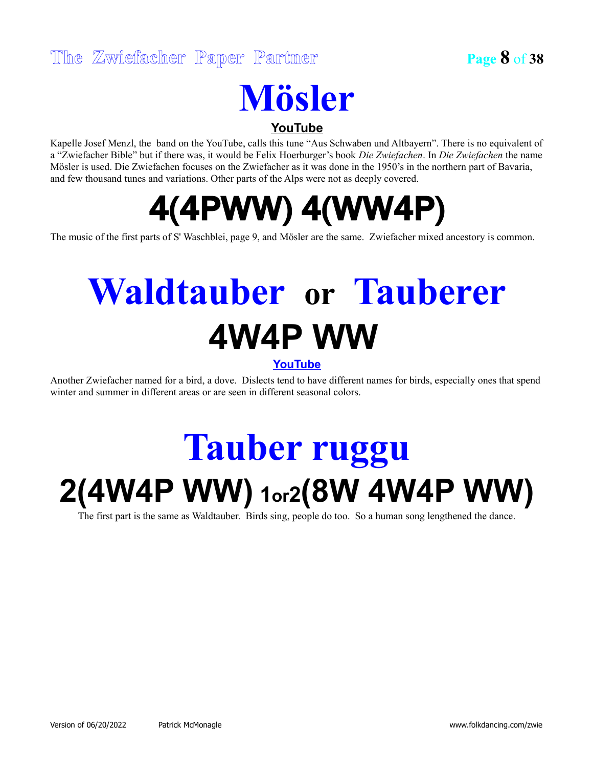# Mösler

**YouTube**

Kapelle Josef Menzl, the band on the YouTube, calls this tune "Aus Schwaben und Altbayern". There is no equivalent of a "Zwiefacher Bible" but if there was, it would be Felix Hoerburger's book *Die Zwiefachen*. In *Die Zwiefachen* the name Mösler is used. Die Zwiefachen focuses on the Zwiefacher as it was done in the 1950's in the northern part of Bavaria, and few thousand tunes and variations. Other parts of the Alps were not as deeply covered.

## 4(4PWW) 4(WW4P)

The music of the first parts of S' Waschblei, page 9, and Mösler are the same. Zwiefacher mixed ancestory is common.

# Waldtauber or Tauberer

## 4W4P WW

**YouTube**

Another Zwiefacher named for a bird, a dove. Dislects tend to have different names for birds, especially ones that spend winter and summer in different areas or are seen in different seasonal colors.

# Tauber ruggu

## 2(4W4P WW) 1or2(8W 4W4P WW)

The first part is the same as Waldtauber. Birds sing, people do too. So a human song lengthened the dance.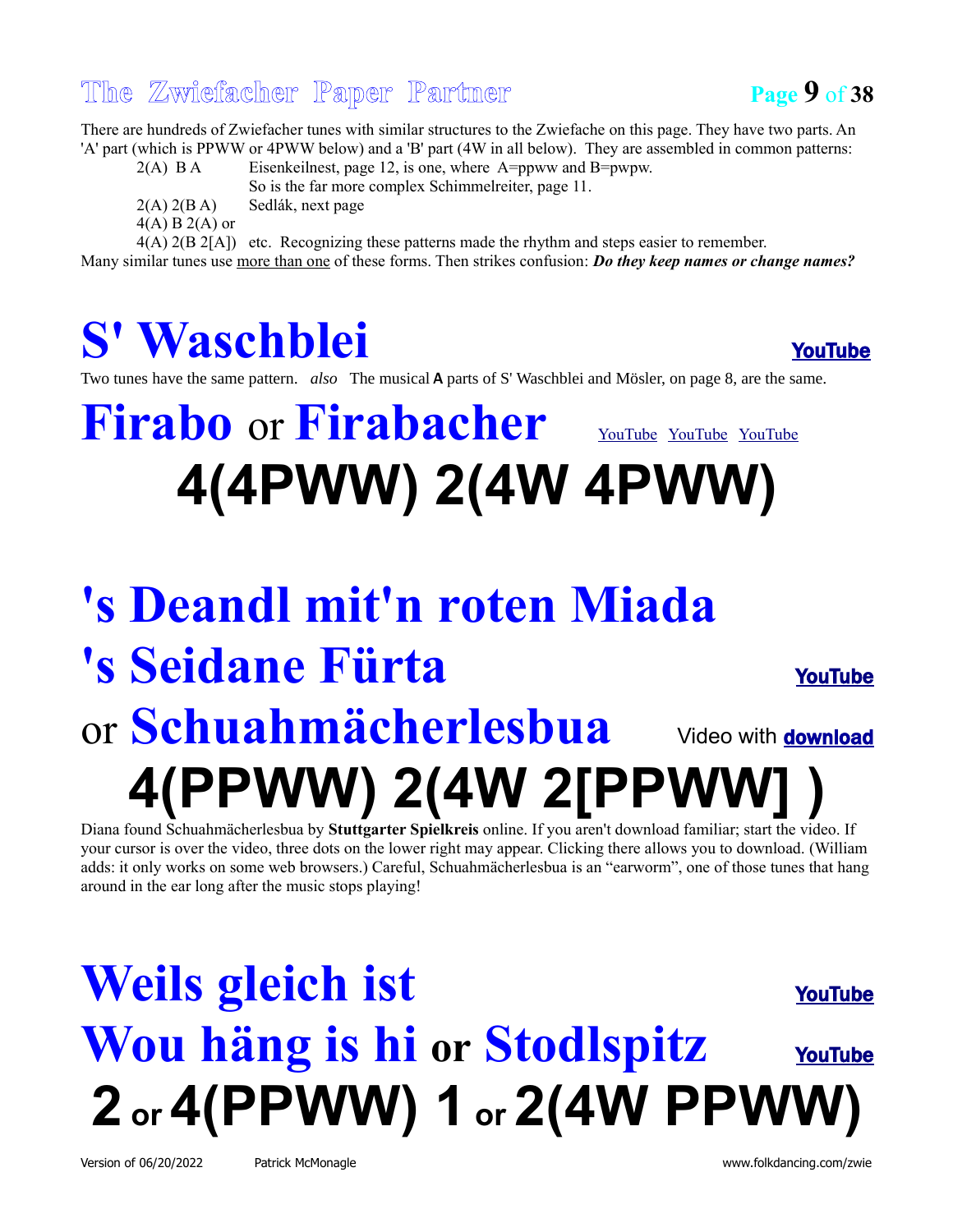There are hundreds of Zwiefacher tunes with similar structures to the Zwiefache on this page. They have two parts. An 'A' part (which is PPWW or 4PWW below) and a 'B' part (4W in all below). They are assembled in common patterns:

- 2(A) B A — Eisenkeilnest, page 12, is one, where A=ppww and B=pwpw. So is the far more complex Schimmelreiter, page 11.
- 2(A) 2(B A) — Sedlák, next page
- 4(A) B 2(A) or
- 4(A) 2(B 2[A]) — etc. Recognizing these patterns made the rhythm and steps easier to remember.

Many similar tunes use more than one of these forms. Then strikes confusion: ***Do they keep names or change names?***

# S' Waschblei

YouTube

Two tunes have the same pattern. *also* The musical **A** parts of S' Waschblei and Mösler, on page 8, are the same.

# Firabo or Firabacher

YouTube YouTube YouTube

## 4(4PWW) 2(4W 4PWW)

# 's Deandl mit'n roten Miada
# 's Seidane Fürta

YouTube

# or Schuahmächerlesbua

Video with **download**

## 4(PPWW) 2(4W 2[PPWW] )

Diana found Schuahmächerlesbua by **Stuttgarter Spielkreis** online. If you aren't download familiar; start the video. If your cursor is over the video, three dots on the lower right may appear. Clicking there allows you to download. (William adds: it only works on some web browsers.) Careful, Schuahmächerlesbua is an "earworm", one of those tunes that hang around in the ear long after the music stops playing!

# Weils gleich ist

YouTube

# Wou häng is hi or Stodlspitz

YouTube

## 2 or 4(PPWW) 1 or 2(4W PPWW)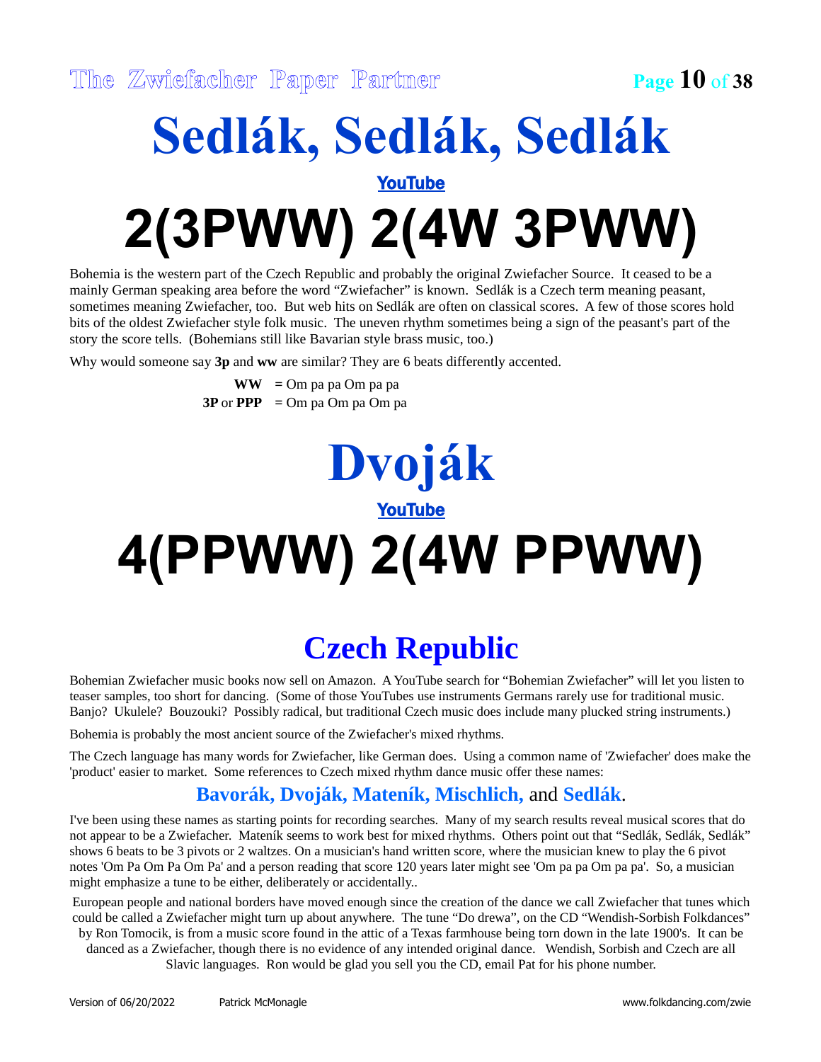# Sedlák, Sedlák, Sedlák

YouTube

# 2(3PWW) 2(4W 3PWW)

Bohemia is the western part of the Czech Republic and probably the original Zwiefacher Source. It ceased to be a mainly German speaking area before the word "Zwiefacher" is known. Sedlák is a Czech term meaning peasant, sometimes meaning Zwiefacher, too. But web hits on Sedlák are often on classical scores. A few of those scores hold bits of the oldest Zwiefacher style folk music. The uneven rhythm sometimes being a sign of the peasant's part of the story the score tells. (Bohemians still like Bavarian style brass music, too.)

Why would someone say **3p** and **ww** are similar? They are 6 beats differently accented.

**WW** = Om pa pa Om pa pa
**3P** or **PPP** = Om pa Om pa Om pa

# Dvoják

YouTube

# 4(PPWW) 2(4W PPWW)

## Czech Republic

Bohemian Zwiefacher music books now sell on Amazon. A YouTube search for "Bohemian Zwiefacher" will let you listen to teaser samples, too short for dancing. (Some of those YouTubes use instruments Germans rarely use for traditional music. Banjo? Ukulele? Bouzouki? Possibly radical, but traditional Czech music does include many plucked string instruments.)

Bohemia is probably the most ancient source of the Zwiefacher's mixed rhythms.

The Czech language has many words for Zwiefacher, like German does. Using a common name of 'Zwiefacher' does make the 'product' easier to market. Some references to Czech mixed rhythm dance music offer these names:

### Bavorák, Dvoják, Mateník, Mischlich, and Sedlák.

I've been using these names as starting points for recording searches. Many of my search results reveal musical scores that do not appear to be a Zwiefacher. Mateník seems to work best for mixed rhythms. Others point out that "Sedlák, Sedlák, Sedlák" shows 6 beats to be 3 pivots or 2 waltzes. On a musician's hand written score, where the musician knew to play the 6 pivot notes 'Om Pa Om Pa Om Pa' and a person reading that score 120 years later might see 'Om pa pa Om pa pa'. So, a musician might emphasize a tune to be either, deliberately or accidentally..

European people and national borders have moved enough since the creation of the dance we call Zwiefacher that tunes which could be called a Zwiefacher might turn up about anywhere. The tune "Do drewa", on the CD "Wendish-Sorbish Folkdances" by Ron Tomocik, is from a music score found in the attic of a Texas farmhouse being torn down in the late 1900's. It can be danced as a Zwiefacher, though there is no evidence of any intended original dance. Wendish, Sorbish and Czech are all Slavic languages. Ron would be glad you sell you the CD, email Pat for his phone number.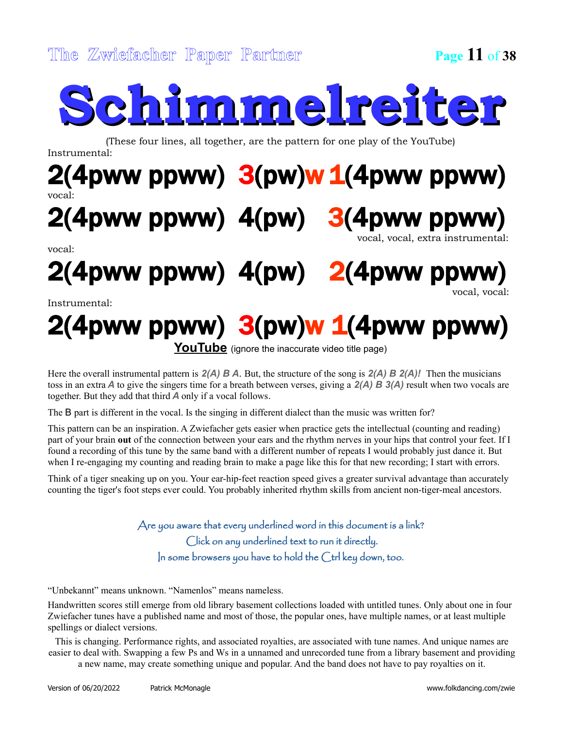# Schimmelreiter

(These four lines, all together, are the pattern for one play of the YouTube)

Instrumental:

**2(4pww ppww) 3(pw)w 1(4pww ppww)**

vocal:

**2(4pww ppww) 4(pw) 3(4pww ppww)**

vocal, vocal, extra instrumental:

vocal:

**2(4pww ppww) 4(pw) 2(4pww ppww)**

vocal, vocal:

Instrumental:

**2(4pww ppww) 3(pw)w 1(4pww ppww)**

**YouTube** (ignore the inaccurate video title page)

Here the overall instrumental pattern is ***2(A) B A***. But, the structure of the song is ***2(A) B 2(A)!*** Then the musicians toss in an extra ***A*** to give the singers time for a breath between verses, giving a ***2(A) B 3(A)*** result when two vocals are together. But they add that third ***A*** only if a vocal follows.

The B part is different in the vocal. Is the singing in different dialect than the music was written for?

This pattern can be an inspiration. A Zwiefacher gets easier when practice gets the intellectual (counting and reading) part of your brain **out** of the connection between your ears and the rhythm nerves in your hips that control your feet. If I found a recording of this tune by the same band with a different number of repeats I would probably just dance it. But when I re-engaging my counting and reading brain to make a page like this for that new recording; I start with errors.

Think of a tiger sneaking up on you. Your ear-hip-feet reaction speed gives a greater survival advantage than accurately counting the tiger's foot steps ever could. You probably inherited rhythm skills from ancient non-tiger-meal ancestors.

Are you aware that every underlined word in this document is a link?
Click on any underlined text to run it directly.
In some browsers you have to hold the Ctrl key down, too.

“Unbekannt” means unknown. “Namenlos” means nameless.

Handwritten scores still emerge from old library basement collections loaded with untitled tunes. Only about one in four Zwiefacher tunes have a published name and most of those, the popular ones, have multiple names, or at least multiple spellings or dialect versions.

This is changing. Performance rights, and associated royalties, are associated with tune names. And unique names are easier to deal with. Swapping a few Ps and Ws in a unnamed and unrecorded tune from a library basement and providing a new name, may create something unique and popular. And the band does not have to pay royalties on it.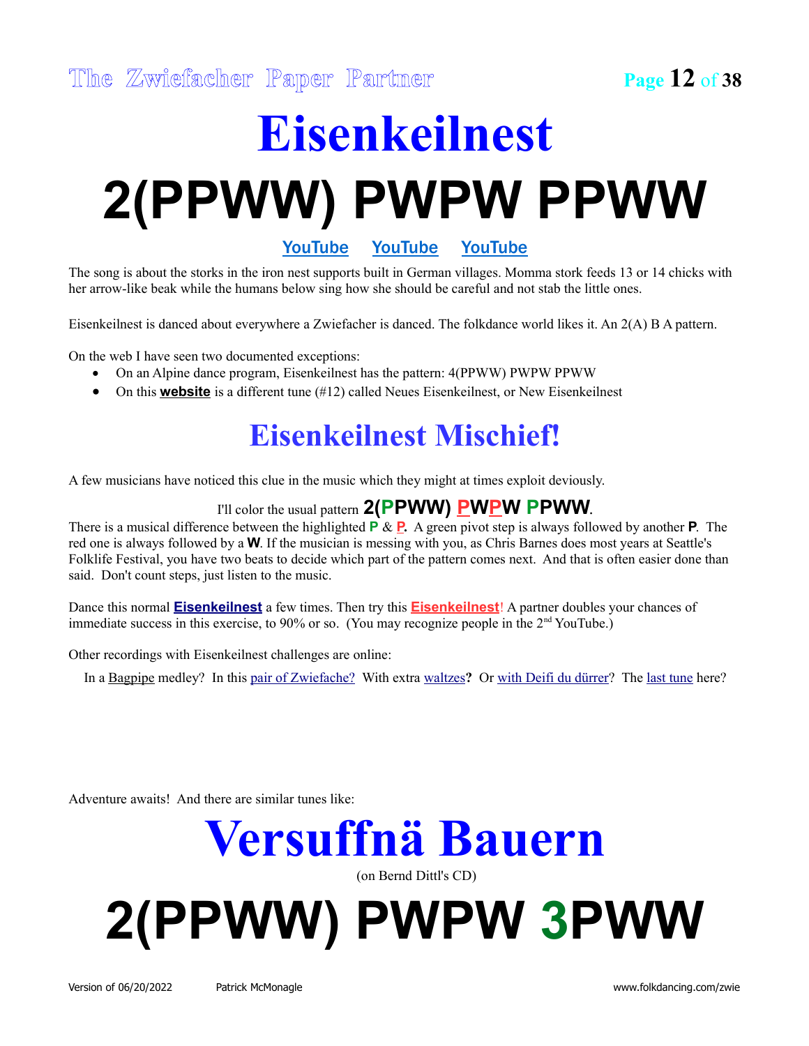# Eisenkeilnest

# 2(PPWW) PWPW PPWW

**YouTube** **YouTube** **YouTube**

The song is about the storks in the iron nest supports built in German villages. Momma stork feeds 13 or 14 chicks with her arrow-like beak while the humans below sing how she should be careful and not stab the little ones.

Eisenkeilnest is danced about everywhere a Zwiefacher is danced. The folkdance world likes it. An 2(A) B A pattern.

On the web I have seen two documented exceptions:

- On an Alpine dance program, Eisenkeilnest has the pattern: 4(PPWW) PWPW PPWW
- On this **website** is a different tune (#12) called Neues Eisenkeilnest, or New Eisenkeilnest

## Eisenkeilnest Mischief!

A few musicians have noticed this clue in the music which they might at times exploit deviously.

I'll color the usual pattern **2(PPWW) PWPW PPWW**.

There is a musical difference between the highlighted **P** & **P.** A green pivot step is always followed by another **P**. The red one is always followed by a **W**. If the musician is messing with you, as Chris Barnes does most years at Seattle's Folklife Festival, you have two beats to decide which part of the pattern comes next. And that is often easier done than said. Don't count steps, just listen to the music.

Dance this normal **Eisenkeilnest** a few times. Then try this **Eisenkeilnest**! A partner doubles your chances of immediate success in this exercise, to 90% or so. (You may recognize people in the 2nd YouTube.)

Other recordings with Eisenkeilnest challenges are online:

In a Bagpipe medley? In this pair of Zwiefache? With extra waltzes**?** Or with Deifi du dürrer? The last tune here?

Adventure awaits! And there are similar tunes like:

# Versuffnä Bauern

(on Bernd Dittl's CD)

# 2(PPWW) PWPW 3PWW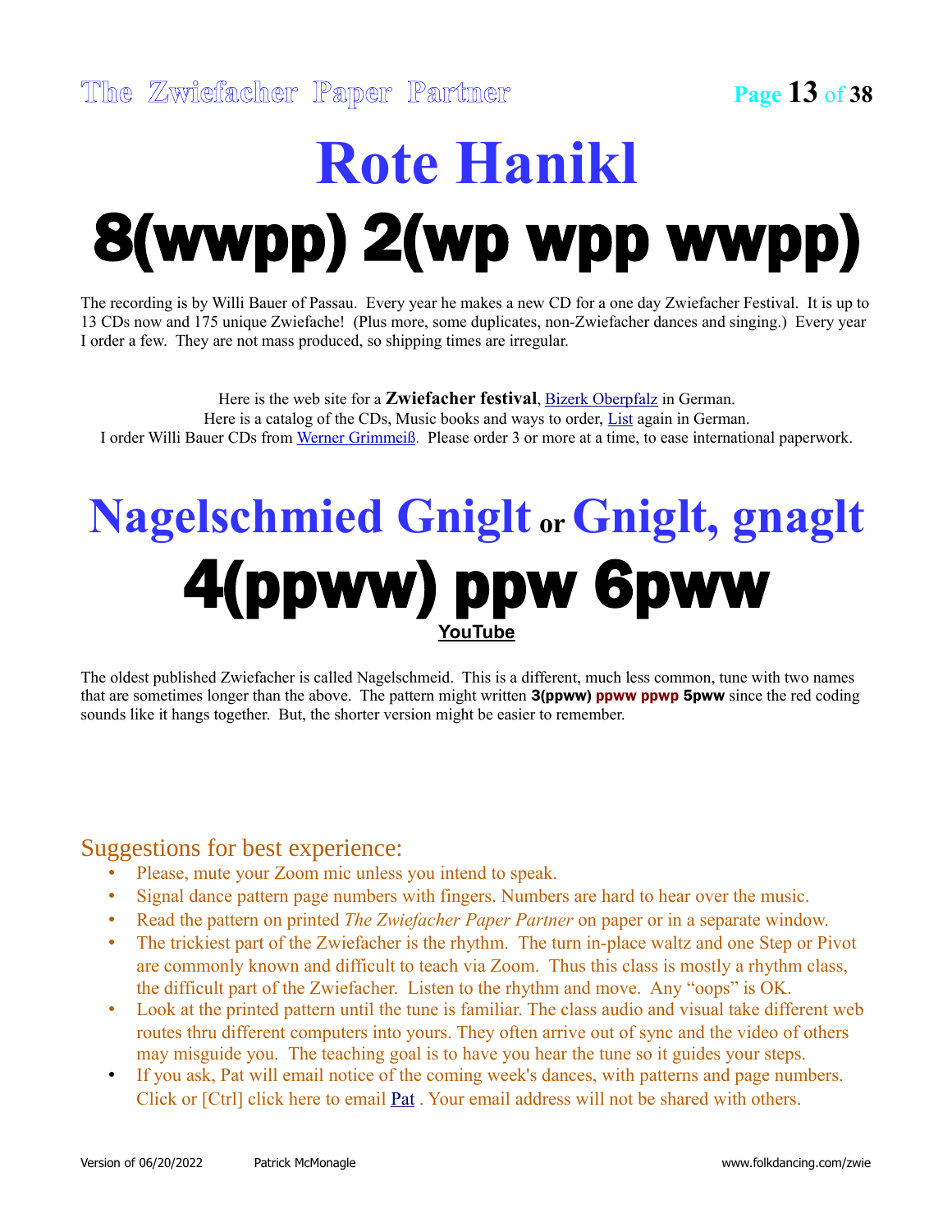# Rote Hanikl

# 8(wwpp) 2(wp wpp wwpp)

The recording is by Willi Bauer of Passau. Every year he makes a new CD for a one day Zwiefacher Festival. It is up to 13 CDs now and 175 unique Zwiefache! (Plus more, some duplicates, non-Zwiefacher dances and singing.) Every year I order a few. They are not mass produced, so shipping times are irregular.

Here is the web site for a **Zwiefacher festival**, Bizerk Oberpfalz in German.
Here is a catalog of the CDs, Music books and ways to order, List again in German.
I order Willi Bauer CDs from Werner Grimmeiß. Please order 3 or more at a time, to ease international paperwork.

# Nagelschmied Gniglt or Gniglt, gnaglt

# 4(ppww) ppw 6pww

YouTube

The oldest published Zwiefacher is called Nagelschmeid. This is a different, much less common, tune with two names that are sometimes longer than the above. The pattern might written **3(ppww) ppww ppwp 5pww** since the red coding sounds like it hangs together. But, the shorter version might be easier to remember.

## Suggestions for best experience:

- Please, mute your Zoom mic unless you intend to speak.
- Signal dance pattern page numbers with fingers. Numbers are hard to hear over the music.
- Read the pattern on printed *The Zwiefacher Paper Partner* on paper or in a separate window.
- The trickiest part of the Zwiefacher is the rhythm. The turn in-place waltz and one Step or Pivot are commonly known and difficult to teach via Zoom. Thus this class is mostly a rhythm class, the difficult part of the Zwiefacher. Listen to the rhythm and move. Any "oops" is OK.
- Look at the printed pattern until the tune is familiar. The class audio and visual take different web routes thru different computers into yours. They often arrive out of sync and the video of others may misguide you. The teaching goal is to have you hear the tune so it guides your steps.
- If you ask, Pat will email notice of the coming week's dances, with patterns and page numbers. Click or [Ctrl] click here to email Pat . Your email address will not be shared with others.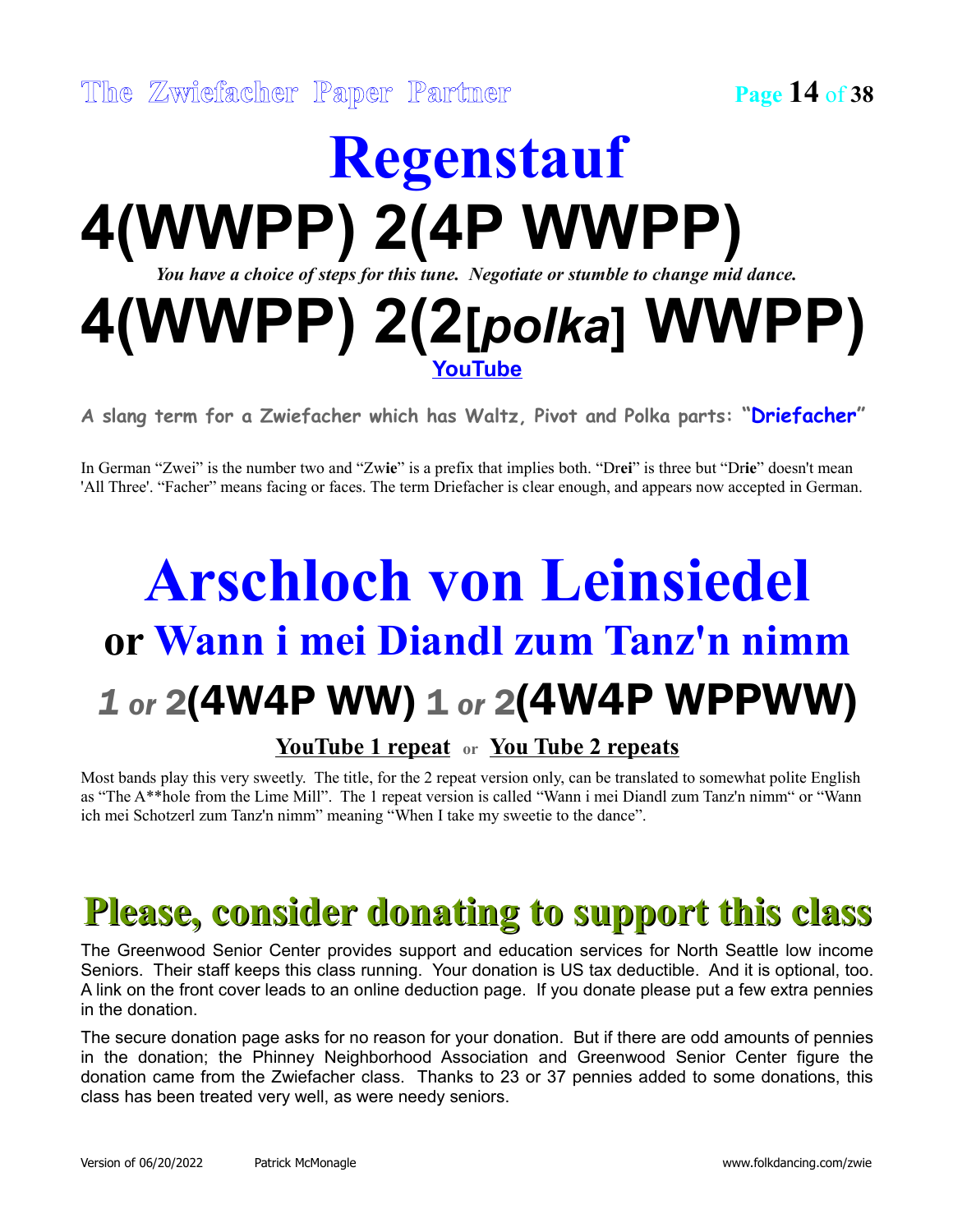# Regenstauf

# 4(WWPP) 2(4P WWPP)

*You have a choice of steps for this tune. Negotiate or stumble to change mid dance.*

# 4(WWPP) 2(2[*polka*] WWPP)

YouTube

**A slang term for a Zwiefacher which has Waltz, Pivot and Polka parts: "Driefacher"**

In German "Zwei" is the number two and "Zw**ie**" is a prefix that implies both. "Dr**ei**" is three but "Dr**ie**" doesn't mean 'All Three'. "Facher" means facing or faces. The term Driefacher is clear enough, and appears now accepted in German.

# Arschloch von Leinsiedel

## or Wann i mei Diandl zum Tanz'n nimm

## *1 or* 2(4W4P WW) 1 *or* 2(4W4P WPPWW)

**YouTube 1 repeat** or **You Tube 2 repeats**

Most bands play this very sweetly. The title, for the 2 repeat version only, can be translated to somewhat polite English as "The A**hole from the Lime Mill". The 1 repeat version is called "Wann i mei Diandl zum Tanz'n nimm" or "Wann ich mei Schotzerl zum Tanz'n nimm" meaning "When I take my sweetie to the dance".

# Please, consider donating to support this class

The Greenwood Senior Center provides support and education services for North Seattle low income Seniors. Their staff keeps this class running. Your donation is US tax deductible. And it is optional, too. A link on the front cover leads to an online deduction page. If you donate please put a few extra pennies in the donation.

The secure donation page asks for no reason for your donation. But if there are odd amounts of pennies in the donation; the Phinney Neighborhood Association and Greenwood Senior Center figure the donation came from the Zwiefacher class. Thanks to 23 or 37 pennies added to some donations, this class has been treated very well, as were needy seniors.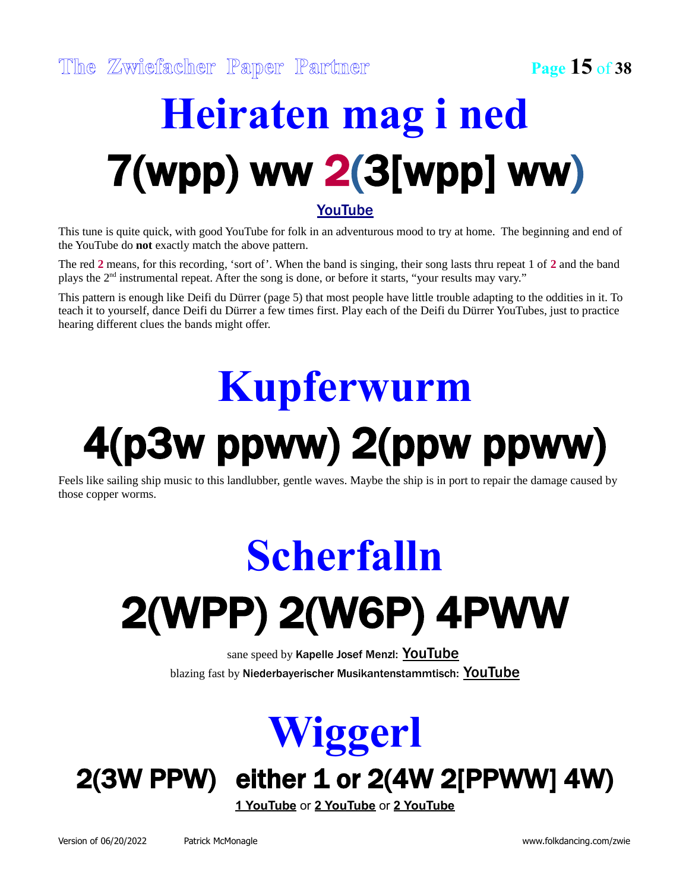# Heiraten mag i ned

## 7(wpp) ww 2(3[wpp] ww)

YouTube

This tune is quite quick, with good YouTube for folk in an adventurous mood to try at home. The beginning and end of the YouTube do **not** exactly match the above pattern.

The red **2** means, for this recording, 'sort of'. When the band is singing, their song lasts thru repeat 1 of **2** and the band plays the 2nd instrumental repeat. After the song is done, or before it starts, "your results may vary."

This pattern is enough like Deifi du Dürrer (page 5) that most people have little trouble adapting to the oddities in it. To teach it to yourself, dance Deifi du Dürrer a few times first. Play each of the Deifi du Dürrer YouTubes, just to practice hearing different clues the bands might offer.

# Kupferwurm

## 4(p3w ppww) 2(ppw ppww)

Feels like sailing ship music to this landlubber, gentle waves. Maybe the ship is in port to repair the damage caused by those copper worms.

# Scherfalln

## 2(WPP) 2(W6P) 4PWW

sane speed by Kapelle Josef Menzl: YouTube

blazing fast by Niederbayerischer Musikantenstammtisch: YouTube

# Wiggerl

## 2(3W PPW) either 1 or 2(4W 2[PPWW] 4W)

1 YouTube or 2 YouTube or 2 YouTube

Version of 06/20/2022 Patrick McMonagle www.folkdancing.com/zwie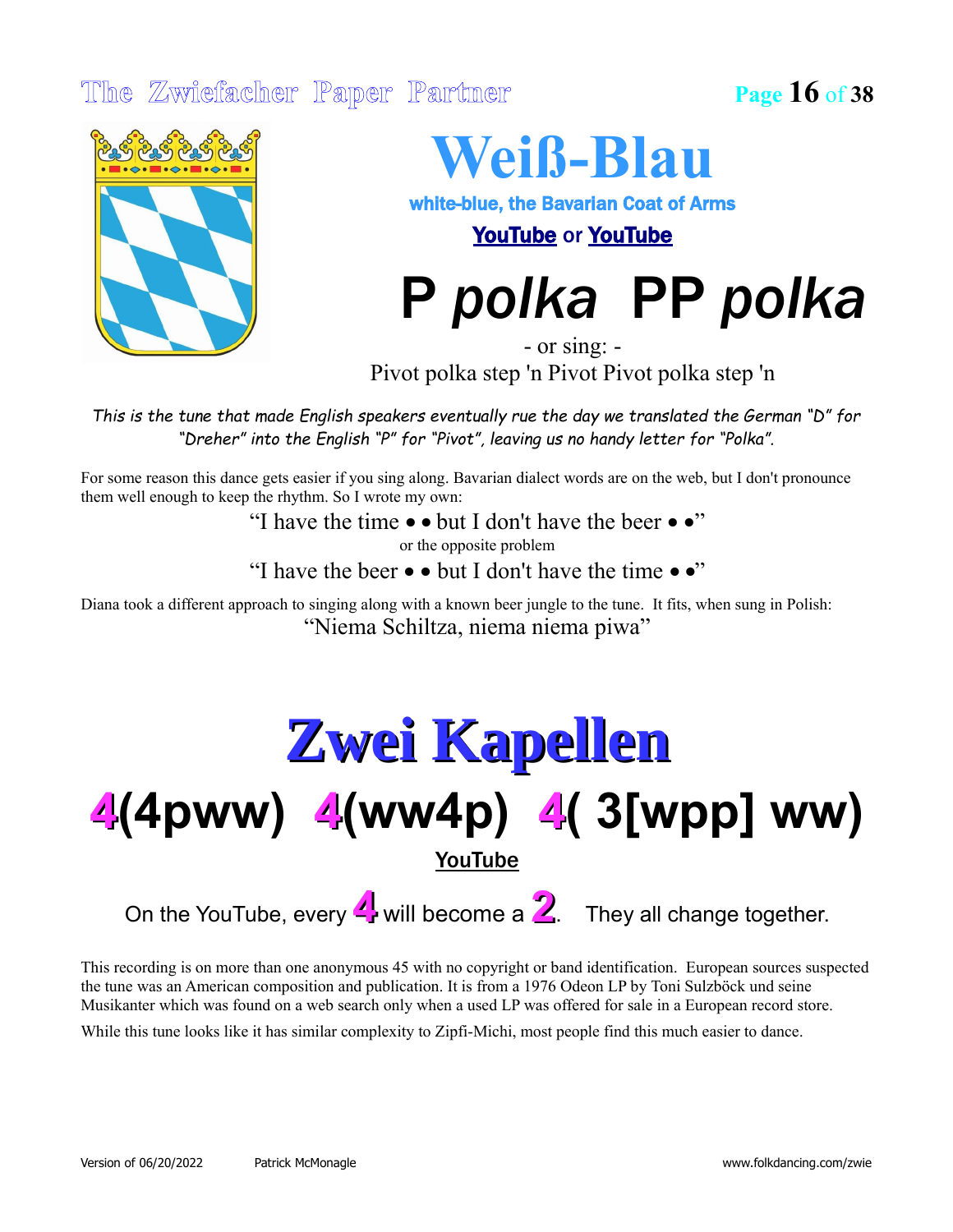# Weiß-Blau

**white-blue, the Bavarian Coat of Arms**

**YouTube** or **YouTube**

## P *polka* PP *polka*

- or sing: -

Pivot polka step 'n Pivot Pivot polka step 'n

*This is the tune that made English speakers eventually rue the day we translated the German "D" for "Dreher" into the English "P" for "Pivot", leaving us no handy letter for "Polka".*

For some reason this dance gets easier if you sing along. Bavarian dialect words are on the web, but I don't pronounce them well enough to keep the rhythm. So I wrote my own:

"I have the time • • but I don't have the beer • •"

or the opposite problem

"I have the beer • • but I don't have the time • •"

Diana took a different approach to singing along with a known beer jungle to the tune. It fits, when sung in Polish:

"Niema Schiltza, niema niema piwa"

# Zwei Kapellen

## 4(4pww) 4(ww4p) 4( 3[wpp] ww)

**YouTube**

On the YouTube, every **4** will become a **2**. They all change together.

This recording is on more than one anonymous 45 with no copyright or band identification. European sources suspected the tune was an American composition and publication. It is from a 1976 Odeon LP by Toni Sulzböck und seine Musikanter which was found on a web search only when a used LP was offered for sale in a European record store.

While this tune looks like it has similar complexity to Zipfi-Michi, most people find this much easier to dance.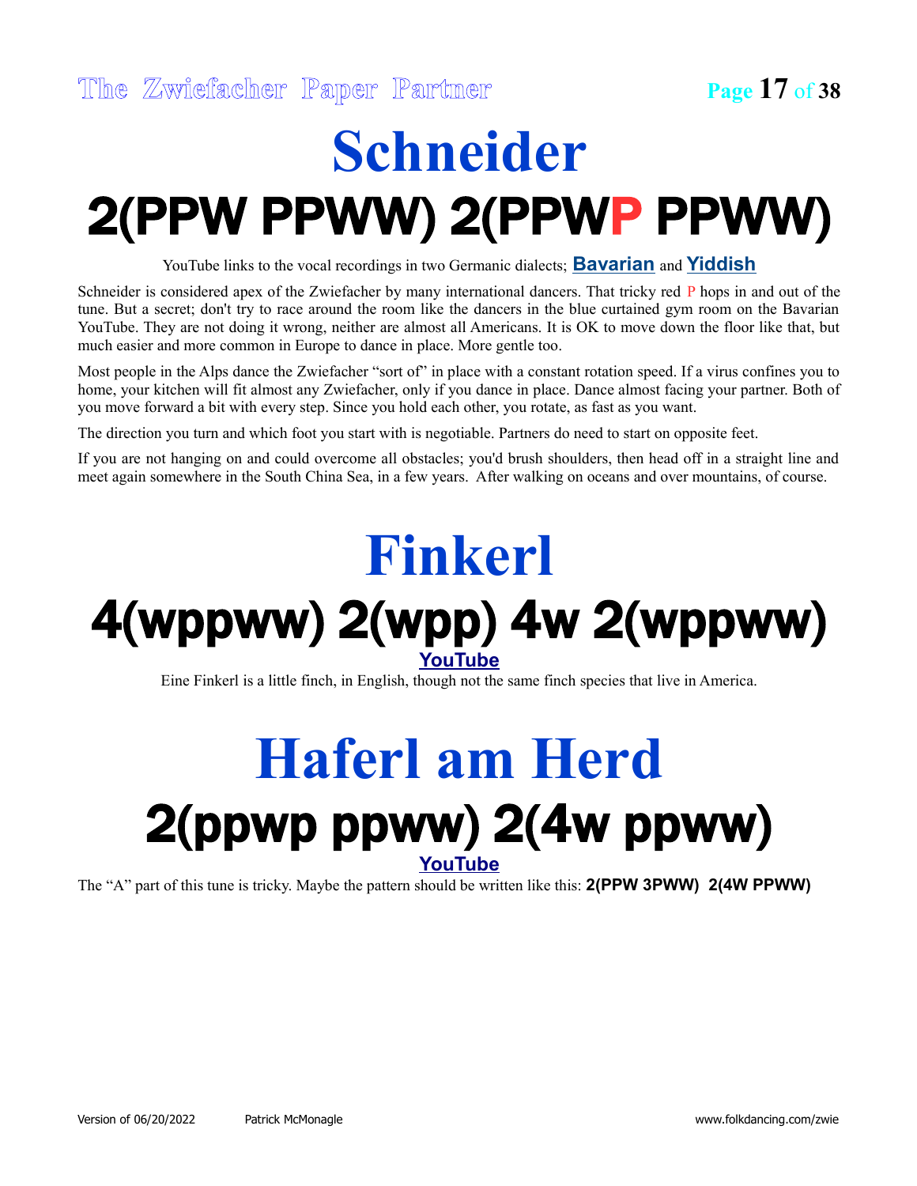# Schneider

## 2(PPW PPWW) 2(PPWP PPWW)

YouTube links to the vocal recordings in two Germanic dialects; **Bavarian** and **Yiddish**

Schneider is considered apex of the Zwiefacher by many international dancers. That tricky red P hops in and out of the tune. But a secret; don't try to race around the room like the dancers in the blue curtained gym room on the Bavarian YouTube. They are not doing it wrong, neither are almost all Americans. It is OK to move down the floor like that, but much easier and more common in Europe to dance in place. More gentle too.

Most people in the Alps dance the Zwiefacher "sort of" in place with a constant rotation speed. If a virus confines you to home, your kitchen will fit almost any Zwiefacher, only if you dance in place. Dance almost facing your partner. Both of you move forward a bit with every step. Since you hold each other, you rotate, as fast as you want.

The direction you turn and which foot you start with is negotiable. Partners do need to start on opposite feet.

If you are not hanging on and could overcome all obstacles; you'd brush shoulders, then head off in a straight line and meet again somewhere in the South China Sea, in a few years. After walking on oceans and over mountains, of course.

# Finkerl

## 4(wppww) 2(wpp) 4w 2(wppww)

**YouTube**

Eine Finkerl is a little finch, in English, though not the same finch species that live in America.

# Haferl am Herd

## 2(ppwp ppww) 2(4w ppww)

**YouTube**

The "A" part of this tune is tricky. Maybe the pattern should be written like this: **2(PPW 3PWW) 2(4W PPWW)**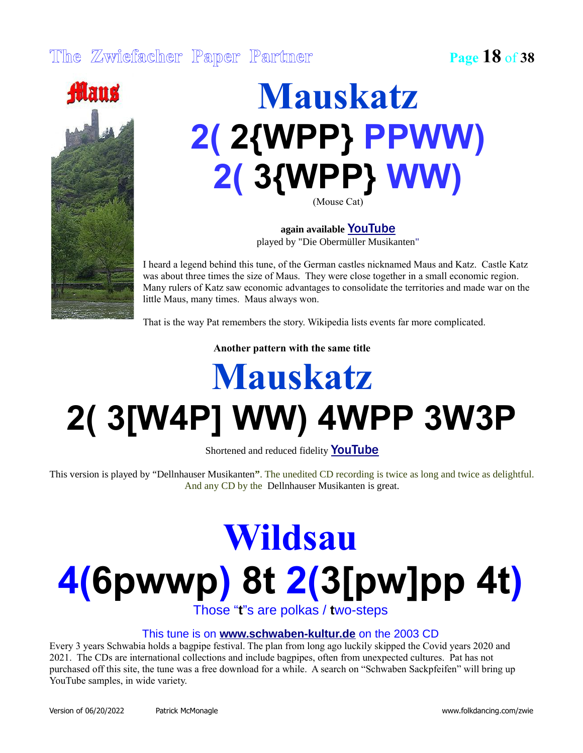# Mauskatz

## 2( 2{WPP} PPWW)
## 2( 3{WPP} WW)

(Mouse Cat)

**again available** **YouTube**
played by "Die Obermüller Musikanten"

I heard a legend behind this tune, of the German castles nicknamed Maus and Katz. Castle Katz was about three times the size of Maus. They were close together in a small economic region. Many rulers of Katz saw economic advantages to consolidate the territories and made war on the little Maus, many times. Maus always won.

That is the way Pat remembers the story. Wikipedia lists events far more complicated.

**Another pattern with the same title**

# Mauskatz

## 2( 3[W4P] WW) 4WPP 3W3P

Shortened and reduced fidelity **YouTube**

This version is played by "Dellnhauser Musikanten". The unedited CD recording is twice as long and twice as delightful. And any CD by the Dellnhauser Musikanten is great.

# Wildsau

## 4(6pwwp) 8t 2(3[pw]pp 4t)

Those "**t**"s are polkas / **t**wo-steps

This tune is on **www.schwaben-kultur.de** on the 2003 CD

Every 3 years Schwabia holds a bagpipe festival. The plan from long ago luckily skipped the Covid years 2020 and 2021. The CDs are international collections and include bagpipes, often from unexpected cultures. Pat has not purchased off this site, the tune was a free download for a while. A search on "Schwaben Sackpfeifen" will bring up YouTube samples, in wide variety.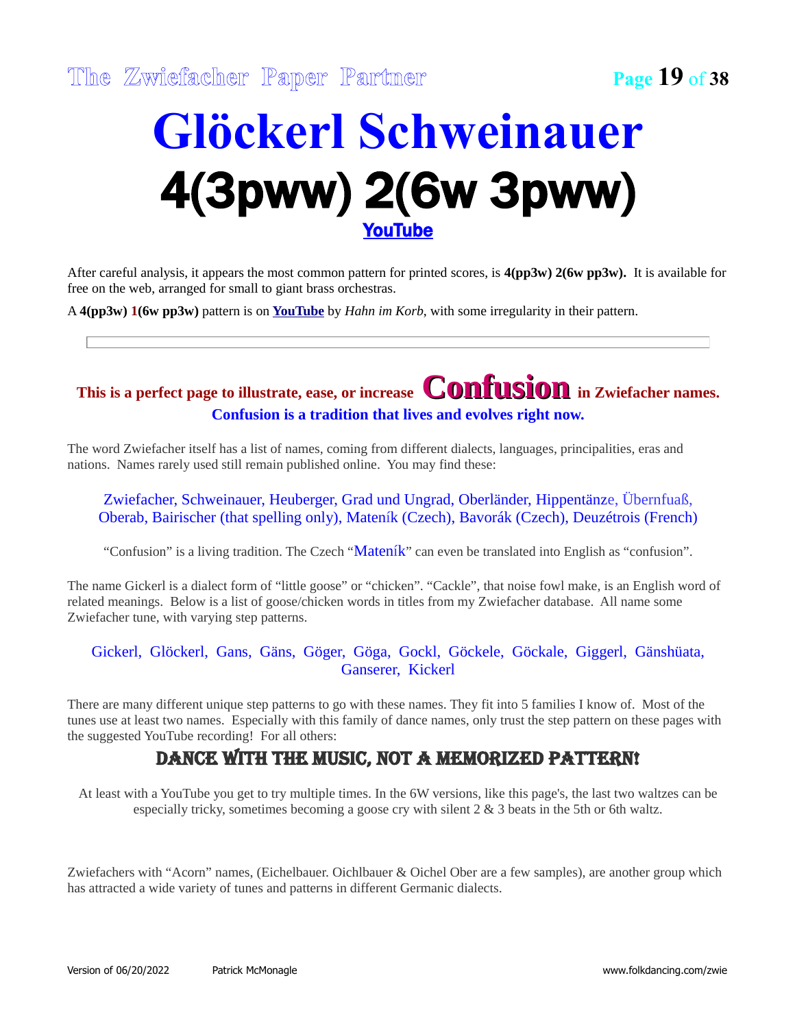# Glöckerl Schweinauer

## 4(3pww) 2(6w 3pww)

YouTube

After careful analysis, it appears the most common pattern for printed scores, is **4(pp3w) 2(6w pp3w).** It is available for free on the web, arranged for small to giant brass orchestras.

A **4(pp3w) 1(6w pp3w)** pattern is on **YouTube** by *Hahn im Korb*, with some irregularity in their pattern.

**This is a perfect page to illustrate, ease, or increase Confusion in Zwiefacher names.**

**Confusion is a tradition that lives and evolves right now.**

The word Zwiefacher itself has a list of names, coming from different dialects, languages, principalities, eras and nations. Names rarely used still remain published online. You may find these:

Zwiefacher, Schweinauer, Heuberger, Grad und Ungrad, Oberländer, Hippentänze, Übernfuaß, Oberab, Bairischer (that spelling only), Mateník (Czech), Bavorák (Czech), Deuzétrois (French)

"Confusion" is a living tradition. The Czech "Mateník" can even be translated into English as "confusion".

The name Gickerl is a dialect form of "little goose" or "chicken". "Cackle", that noise fowl make, is an English word of related meanings. Below is a list of goose/chicken words in titles from my Zwiefacher database. All name some Zwiefacher tune, with varying step patterns.

Gickerl, Glöckerl, Gans, Gäns, Göger, Göga, Gockl, Göckele, Göckale, Giggerl, Gänshüata, Ganserer, Kickerl

There are many different unique step patterns to go with these names. They fit into 5 families I know of. Most of the tunes use at least two names. Especially with this family of dance names, only trust the step pattern on these pages with the suggested YouTube recording! For all others:

## DANCE WITH THE MUSIC, NOT A MEMORIZED PATTERN!

At least with a YouTube you get to try multiple times. In the 6W versions, like this page's, the last two waltzes can be especially tricky, sometimes becoming a goose cry with silent 2 & 3 beats in the 5th or 6th waltz.

Zwiefachers with "Acorn" names, (Eichelbauer. Oichlbauer & Oichel Ober are a few samples), are another group which has attracted a wide variety of tunes and patterns in different Germanic dialects.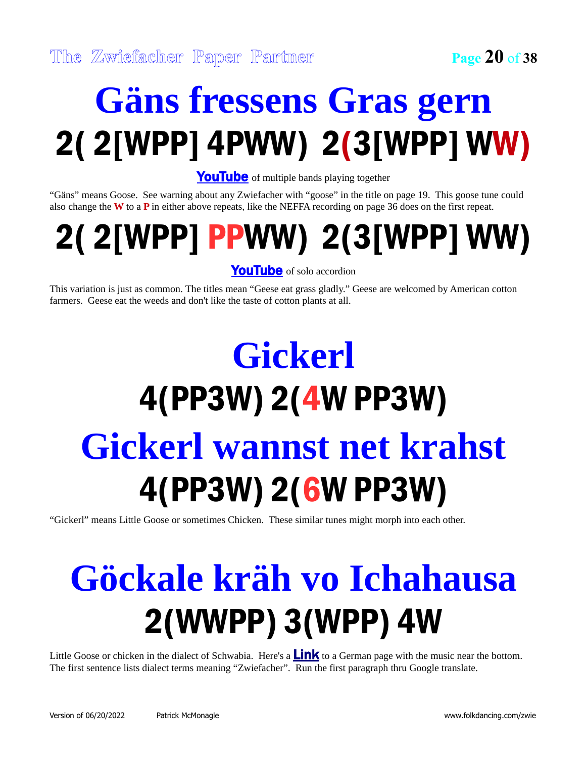# Gäns fressens Gras gern

## 2( 2[WPP] 4PWW) 2(3[WPP] WW)

**YouTube** of multiple bands playing together

"Gäns" means Goose. See warning about any Zwiefacher with "goose" in the title on page 19. This goose tune could also change the **W** to a **P** in either above repeats, like the NEFFA recording on page 36 does on the first repeat.

## 2( 2[WPP] PPWW) 2(3[WPP] WW)

**YouTube** of solo accordion

This variation is just as common. The titles mean "Geese eat grass gladly." Geese are welcomed by American cotton farmers. Geese eat the weeds and don't like the taste of cotton plants at all.

# Gickerl

## 4(PP3W) 2(4W PP3W)

# Gickerl wannst net krahst

## 4(PP3W) 2(6W PP3W)

"Gickerl" means Little Goose or sometimes Chicken. These similar tunes might morph into each other.

# Göckale kräh vo Ichahausa

## 2(WWPP) 3(WPP) 4W

Little Goose or chicken in the dialect of Schwabia. Here's a **Link** to a German page with the music near the bottom. The first sentence lists dialect terms meaning "Zwiefacher". Run the first paragraph thru Google translate.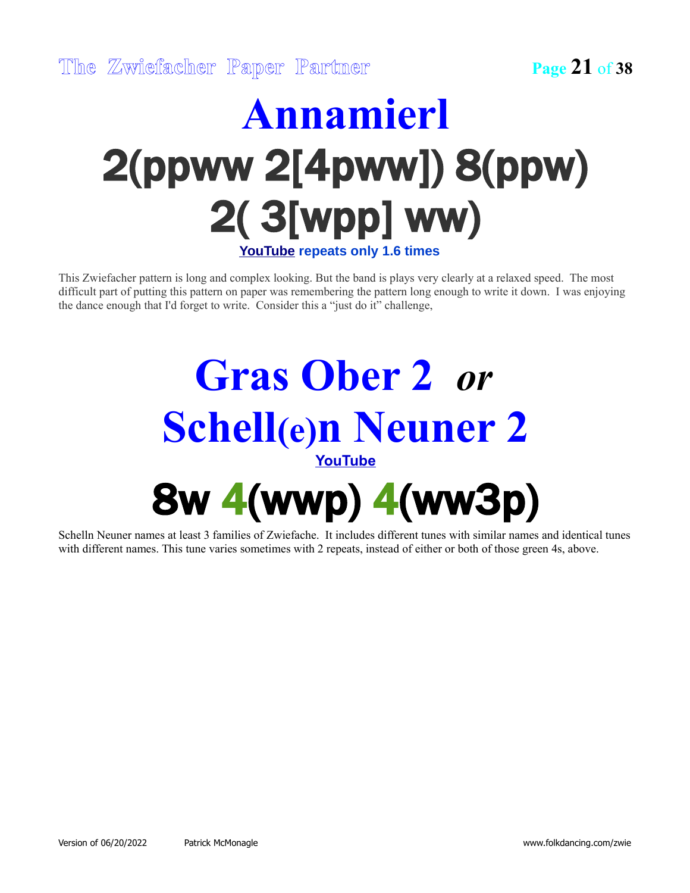# Annamierl

## 2(ppww 2[4pww]) 8(ppw) 2( 3[wpp] ww)

**YouTube repeats only 1.6 times**

This Zwiefacher pattern is long and complex looking. But the band is plays very clearly at a relaxed speed. The most difficult part of putting this pattern on paper was remembering the pattern long enough to write it down. I was enjoying the dance enough that I'd forget to write. Consider this a "just do it" challenge,

# Gras Ober 2 *or* Schell(e)n Neuner 2

**YouTube**

## 8w 4(wwp) 4(ww3p)

Schelln Neuner names at least 3 families of Zwiefache. It includes different tunes with similar names and identical tunes with different names. This tune varies sometimes with 2 repeats, instead of either or both of those green 4s, above.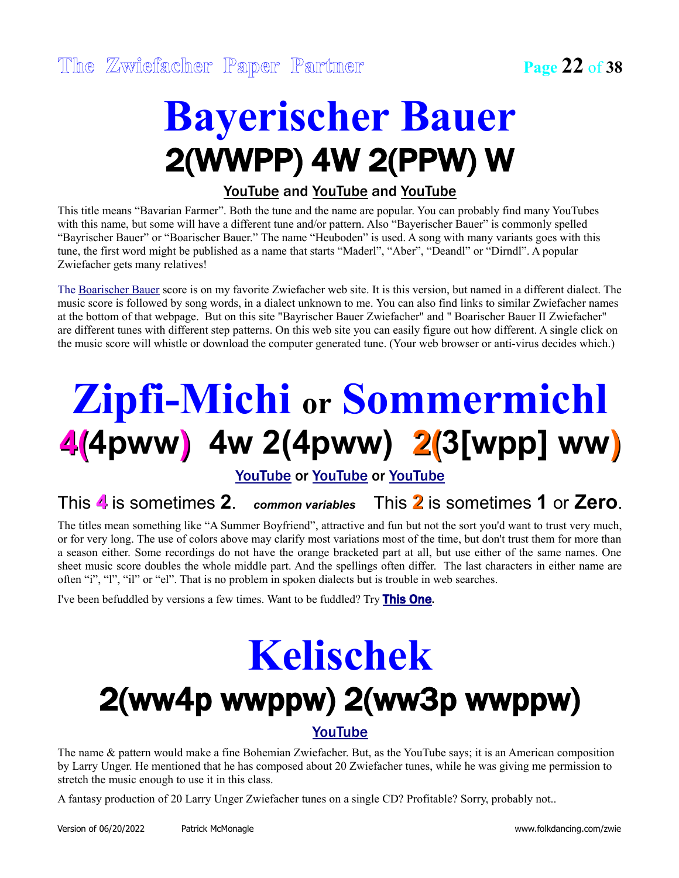# Bayerischer Bauer

## 2(WWPP) 4W 2(PPW) W

**YouTube and YouTube and YouTube**

This title means "Bavarian Farmer". Both the tune and the name are popular. You can probably find many YouTubes with this name, but some will have a different tune and/or pattern. Also "Bayerischer Bauer" is commonly spelled "Bayrischer Bauer" or "Boarischer Bauer." The name "Heuboden" is used. A song with many variants goes with this tune, the first word might be published as a name that starts "Maderl", "Aber", "Deandl" or "Dirndl". A popular Zwiefacher gets many relatives!

The Boarischer Bauer score is on my favorite Zwiefacher web site. It is this version, but named in a different dialect. The music score is followed by song words, in a dialect unknown to me. You can also find links to similar Zwiefacher names at the bottom of that webpage. But on this site "Bayrischer Bauer Zwiefacher" and " Boarischer Bauer II Zwiefacher" are different tunes with different step patterns. On this web site you can easily figure out how different. A single click on the music score will whistle or download the computer generated tune. (Your web browser or anti-virus decides which.)

# Zipfi-Michi or Sommermichl

## 4(4pww) 4w 2(4pww) 2(3[wpp] ww)

**YouTube or YouTube or YouTube**

This **4** is sometimes **2**. ***common variables*** This **2** is sometimes **1** or **Zero**.

The titles mean something like "A Summer Boyfriend", attractive and fun but not the sort you'd want to trust very much, or for very long. The use of colors above may clarify most variations most of the time, but don't trust them for more than a season either. Some recordings do not have the orange bracketed part at all, but use either of the same names. One sheet music score doubles the whole middle part. And the spellings often differ. The last characters in either name are often "i", "l", "il" or "el". That is no problem in spoken dialects but is trouble in web searches.

I've been befuddled by versions a few times. Want to be fuddled? Try **This One**.

# Kelischek

## 2(ww4p wwppw) 2(ww3p wwppw)

**YouTube**

The name & pattern would make a fine Bohemian Zwiefacher. But, as the YouTube says; it is an American composition by Larry Unger. He mentioned that he has composed about 20 Zwiefacher tunes, while he was giving me permission to stretch the music enough to use it in this class.

A fantasy production of 20 Larry Unger Zwiefacher tunes on a single CD? Profitable? Sorry, probably not..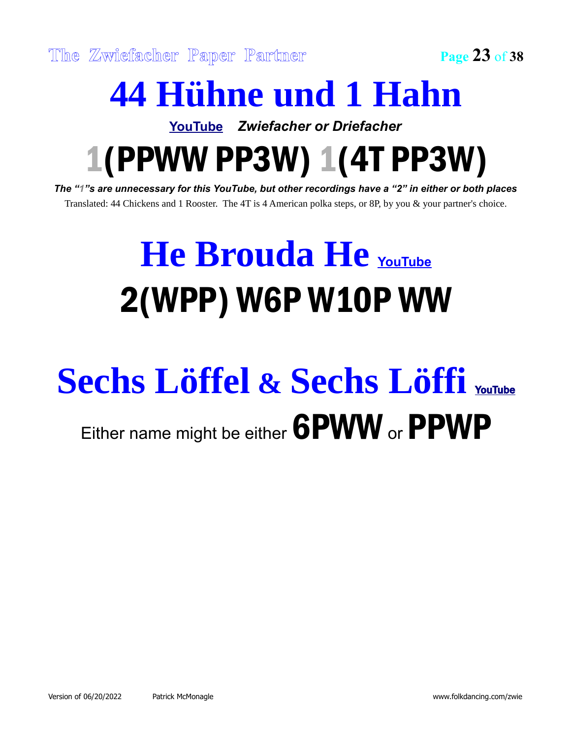# 44 Hühne und 1 Hahn

YouTube *Zwiefacher or Driefacher*

## 1(PPWW PP3W) 1(4T PP3W)

***The "1"s are unnecessary for this YouTube, but other recordings have a "2" in either or both places***

Translated: 44 Chickens and 1 Rooster. The 4T is 4 American polka steps, or 8P, by you & your partner's choice.

# He Brouda He YouTube

## 2(WPP) W6P W10P WW

# Sechs Löffel & Sechs Löffi YouTube

Either name might be either **6PWW** or **PPWP**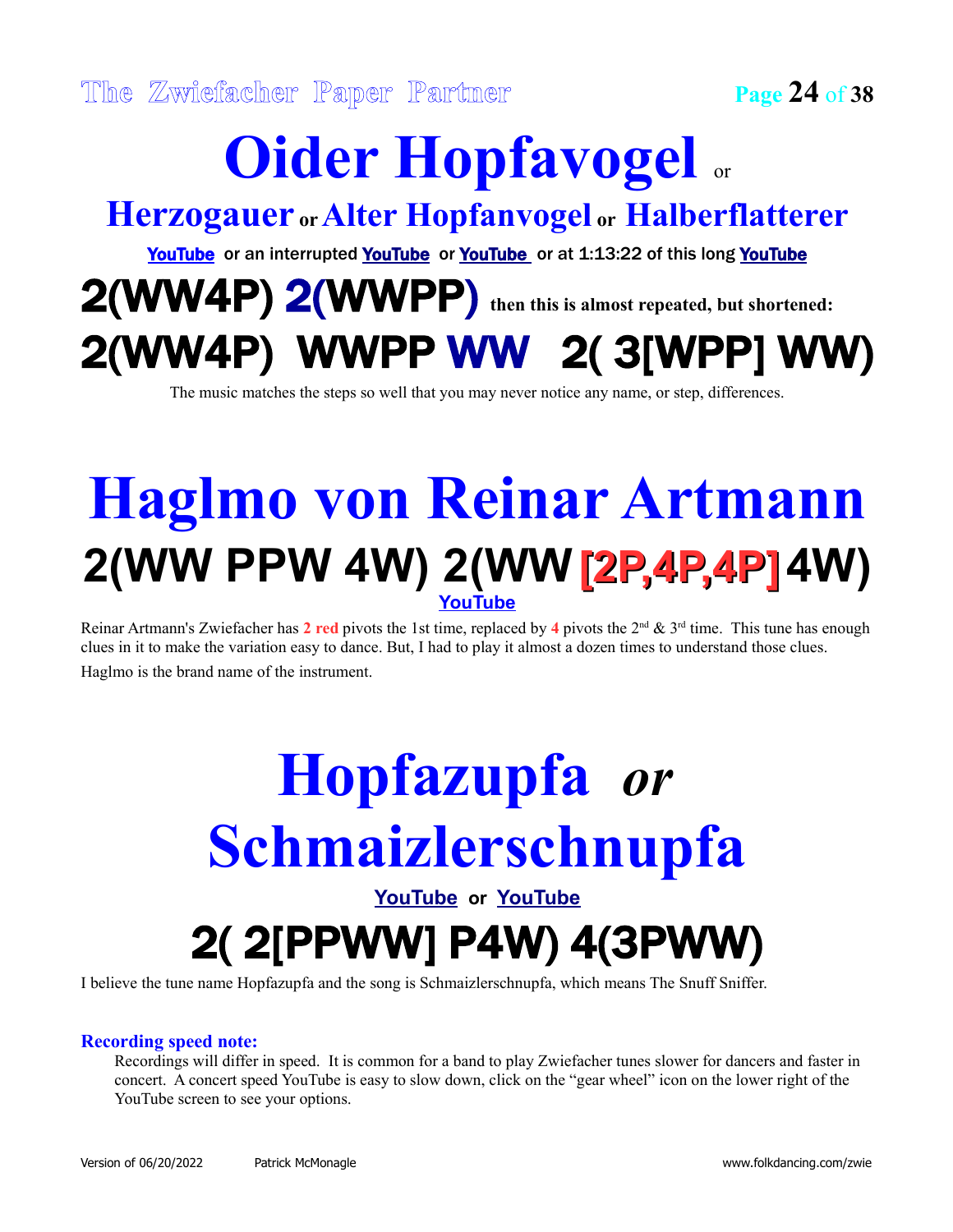# Oider Hopfavogel or

## Herzogauer or Alter Hopfanvogel or Halberflatterer

**YouTube** or an interrupted **YouTube** or **YouTube** or at 1:13:22 of this long **YouTube**

**2(WW4P) 2(WWPP)** then this is almost repeated, but shortened:

**2(WW4P) WWPP WW 2( 3[WPP] WW)**

The music matches the steps so well that you may never notice any name, or step, differences.

# Haglmo von Reinar Artmann

**2(WW PPW 4W) 2(WW [2P,4P,4P] 4W)**

**YouTube**

Reinar Artmann's Zwiefacher has **2 red** pivots the 1st time, replaced by **4** pivots the 2nd & 3rd time. This tune has enough clues in it to make the variation easy to dance. But, I had to play it almost a dozen times to understand those clues.

Haglmo is the brand name of the instrument.

# Hopfazupfa *or* Schmaizlerschnupfa

**YouTube** or **YouTube**

**2( 2[PPWW] P4W) 4(3PWW)**

I believe the tune name Hopfazupfa and the song is Schmaizlerschnupfa, which means The Snuff Sniffer.

### Recording speed note:

Recordings will differ in speed. It is common for a band to play Zwiefacher tunes slower for dancers and faster in concert. A concert speed YouTube is easy to slow down, click on the "gear wheel" icon on the lower right of the YouTube screen to see your options.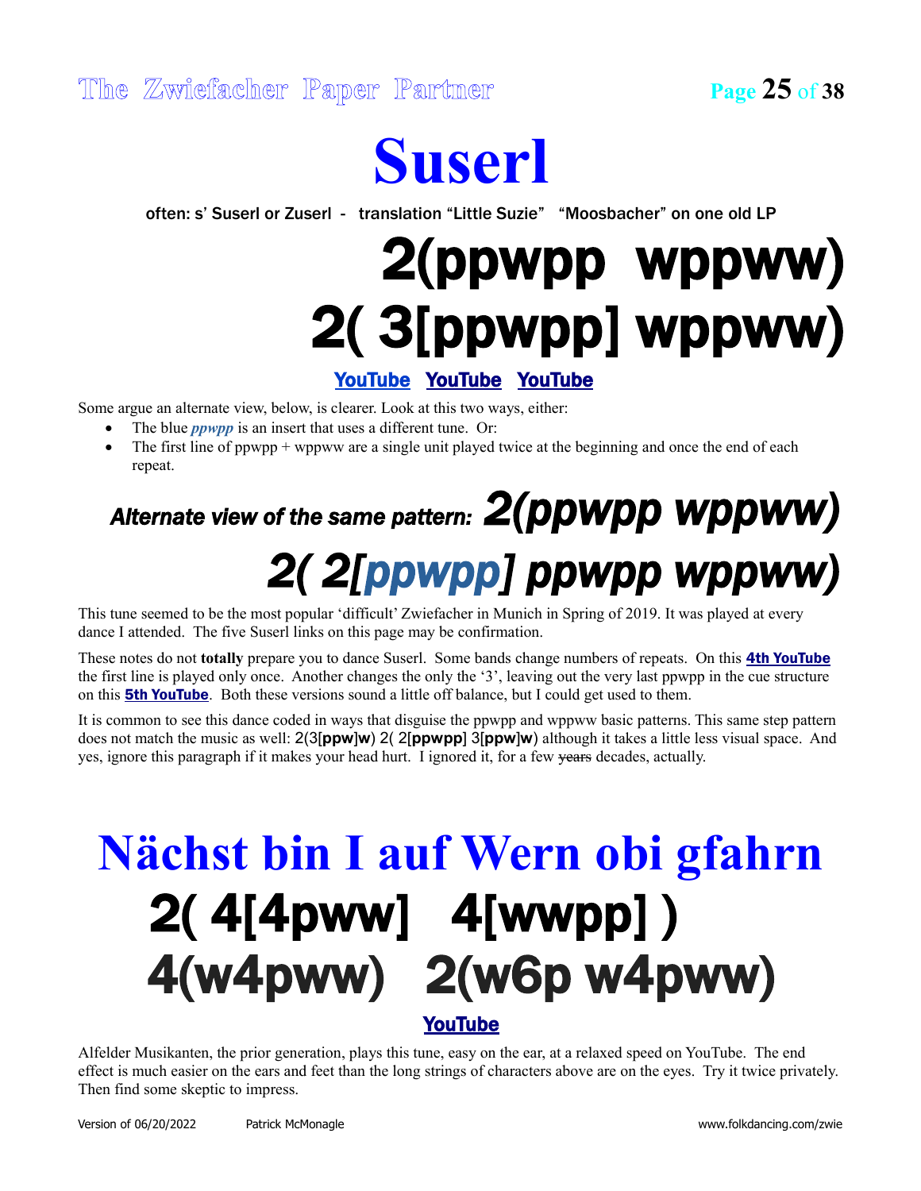# Suserl

often: s' Suserl or Zuserl - translation "Little Suzie" "Moosbacher" on one old LP

## 2(ppwpp wppww)
## 2( 3[ppwpp] wppww)

YouTube YouTube YouTube

Some argue an alternate view, below, is clearer. Look at this two ways, either:

- The blue ***ppwpp*** is an insert that uses a different tune. Or:
- The first line of ppwpp + wppww are a single unit played twice at the beginning and once the end of each repeat.

### *Alternate view of the same pattern: 2(ppwpp wppww)*
### *2( 2[ppwpp] ppwpp wppww)*

This tune seemed to be the most popular 'difficult' Zwiefacher in Munich in Spring of 2019. It was played at every dance I attended. The five Suserl links on this page may be confirmation.

These notes do not **totally** prepare you to dance Suserl. Some bands change numbers of repeats. On this **4th YouTube** the first line is played only once. Another changes the only the '3', leaving out the very last ppwpp in the cue structure on this **5th YouTube**. Both these versions sound a little off balance, but I could get used to them.

It is common to see this dance coded in ways that disguise the ppwpp and wppww basic patterns. This same step pattern does not match the music as well: 2(3[**ppw**]**w**) 2( 2[**ppwpp**] 3[**ppw**]**w**) although it takes a little less visual space. And yes, ignore this paragraph if it makes your head hurt. I ignored it, for a few ~~years~~ decades, actually.

# Nächst bin I auf Wern obi gfahrn

## 2( 4[4pww] 4[wwpp] )
## 4(w4pww) 2(w6p w4pww)

YouTube

Alfelder Musikanten, the prior generation, plays this tune, easy on the ear, at a relaxed speed on YouTube. The end effect is much easier on the ears and feet than the long strings of characters above are on the eyes. Try it twice privately. Then find some skeptic to impress.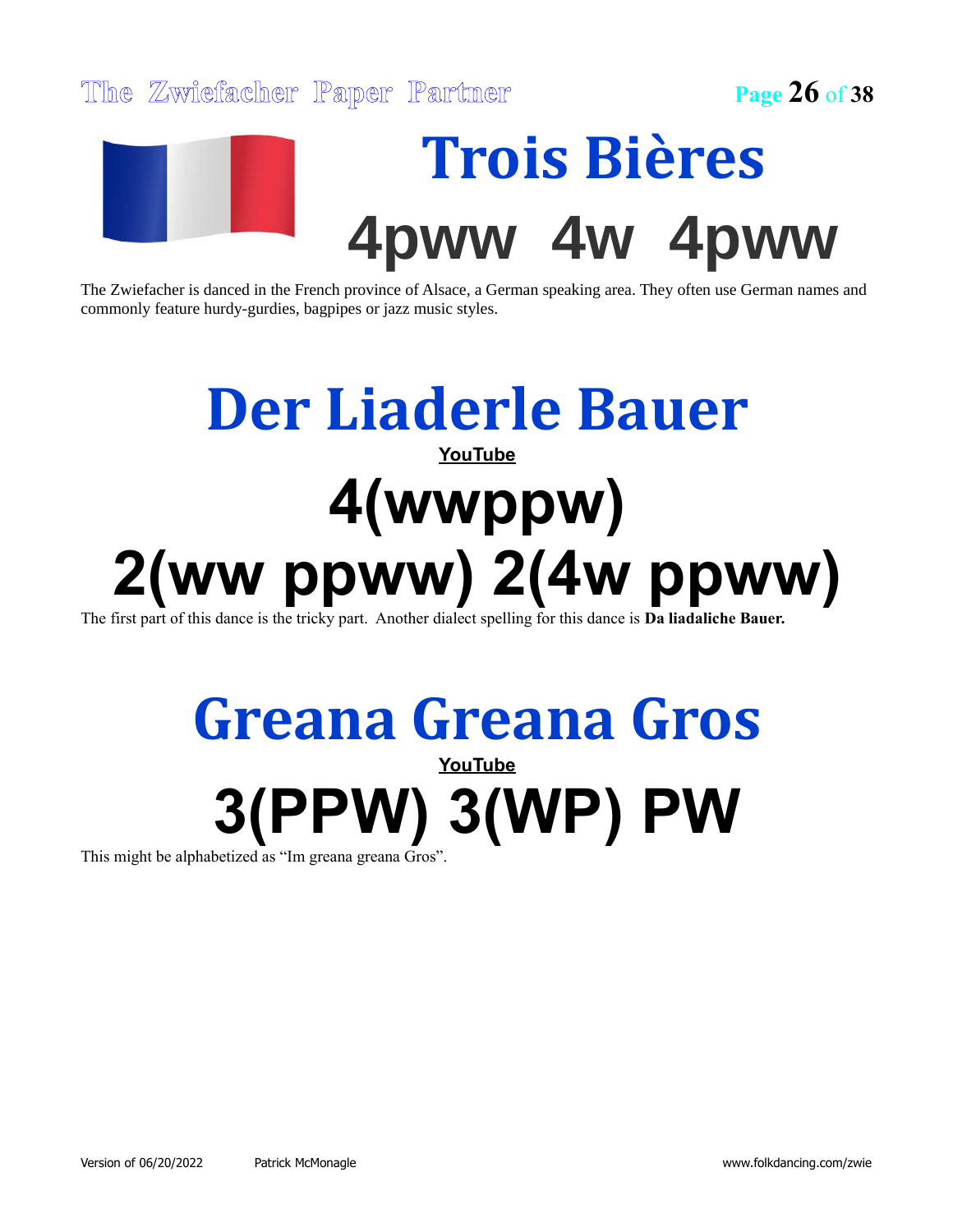# Trois Bières

## 4pww 4w 4pww

The Zwiefacher is danced in the French province of Alsace, a German speaking area. They often use German names and commonly feature hurdy-gurdies, bagpipes or jazz music styles.

# Der Liaderle Bauer

**YouTube**

## 4(wwppw)
## 2(ww ppww) 2(4w ppww)

The first part of this dance is the tricky part. Another dialect spelling for this dance is **Da liadaliche Bauer.**

# Greana Greana Gros

**YouTube**

## 3(PPW) 3(WP) PW

This might be alphabetized as "Im greana greana Gros".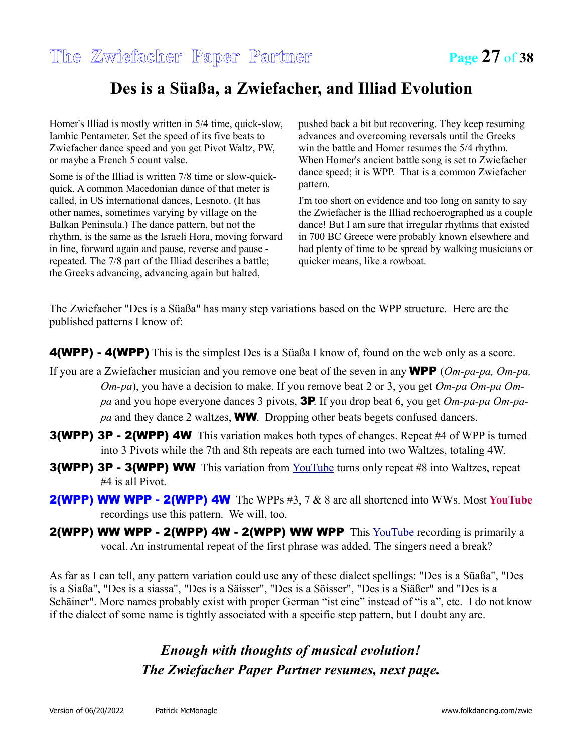# Des is a Süaßa, a Zwiefacher, and Illiad Evolution

Homer's Illiad is mostly written in 5/4 time, quick-slow, Iambic Pentameter. Set the speed of its five beats to Zwiefacher dance speed and you get Pivot Waltz, PW, or maybe a French 5 count valse.

Some is of the Illiad is written 7/8 time or slow-quick-quick. A common Macedonian dance of that meter is called, in US international dances, Lesnoto. (It has other names, sometimes varying by village on the Balkan Peninsula.) The dance pattern, but not the rhythm, is the same as the Israeli Hora, moving forward in line, forward again and pause, reverse and pause - repeated. The 7/8 part of the Illiad describes a battle; the Greeks advancing, advancing again but halted, pushed back a bit but recovering. They keep resuming advances and overcoming reversals until the Greeks win the battle and Homer resumes the 5/4 rhythm. When Homer's ancient battle song is set to Zwiefacher dance speed; it is WPP. That is a common Zwiefacher pattern.

I'm too short on evidence and too long on sanity to say the Zwiefacher is the Illiad rechoerographed as a couple dance! But I am sure that irregular rhythms that existed in 700 BC Greece were probably known elsewhere and had plenty of time to be spread by walking musicians or quicker means, like a rowboat.

The Zwiefacher "Des is a Süaßa" has many step variations based on the WPP structure. Here are the published patterns I know of:

**4(WPP) - 4(WPP)** This is the simplest Des is a Süaßa I know of, found on the web only as a score.

If you are a Zwiefacher musician and you remove one beat of the seven in any **WPP** (*Om-pa-pa, Om-pa, Om-pa*), you have a decision to make. If you remove beat 2 or 3, you get *Om-pa Om-pa Om-pa* and you hope everyone dances 3 pivots, **3P**. If you drop beat 6, you get *Om-pa-pa Om-pa-pa* and they dance 2 waltzes, **WW**. Dropping other beats begets confused dancers.

**3(WPP) 3P - 2(WPP) 4W** This variation makes both types of changes. Repeat #4 of WPP is turned into 3 Pivots while the 7th and 8th repeats are each turned into two Waltzes, totaling 4W.

**3(WPP) 3P - 3(WPP) WW** This variation from YouTube turns only repeat #8 into Waltzes, repeat #4 is all Pivot.

**2(WPP) WW WPP - 2(WPP) 4W** The WPPs #3, 7 & 8 are all shortened into WWs. Most **YouTube** recordings use this pattern. We will, too.

**2(WPP) WW WPP - 2(WPP) 4W - 2(WPP) WW WPP** This YouTube recording is primarily a vocal. An instrumental repeat of the first phrase was added. The singers need a break?

As far as I can tell, any pattern variation could use any of these dialect spellings: "Des is a Süaßa", "Des is a Siaßa", "Des is a siassa", "Des is a Säisser", "Des is a Söisser", "Des is a Siäßer" and "Des is a Schäiner". More names probably exist with proper German "ist eine" instead of "is a", etc. I do not know if the dialect of some name is tightly associated with a specific step pattern, but I doubt any are.

***Enough with thoughts of musical evolution!***
***The Zwiefacher Paper Partner resumes, next page.***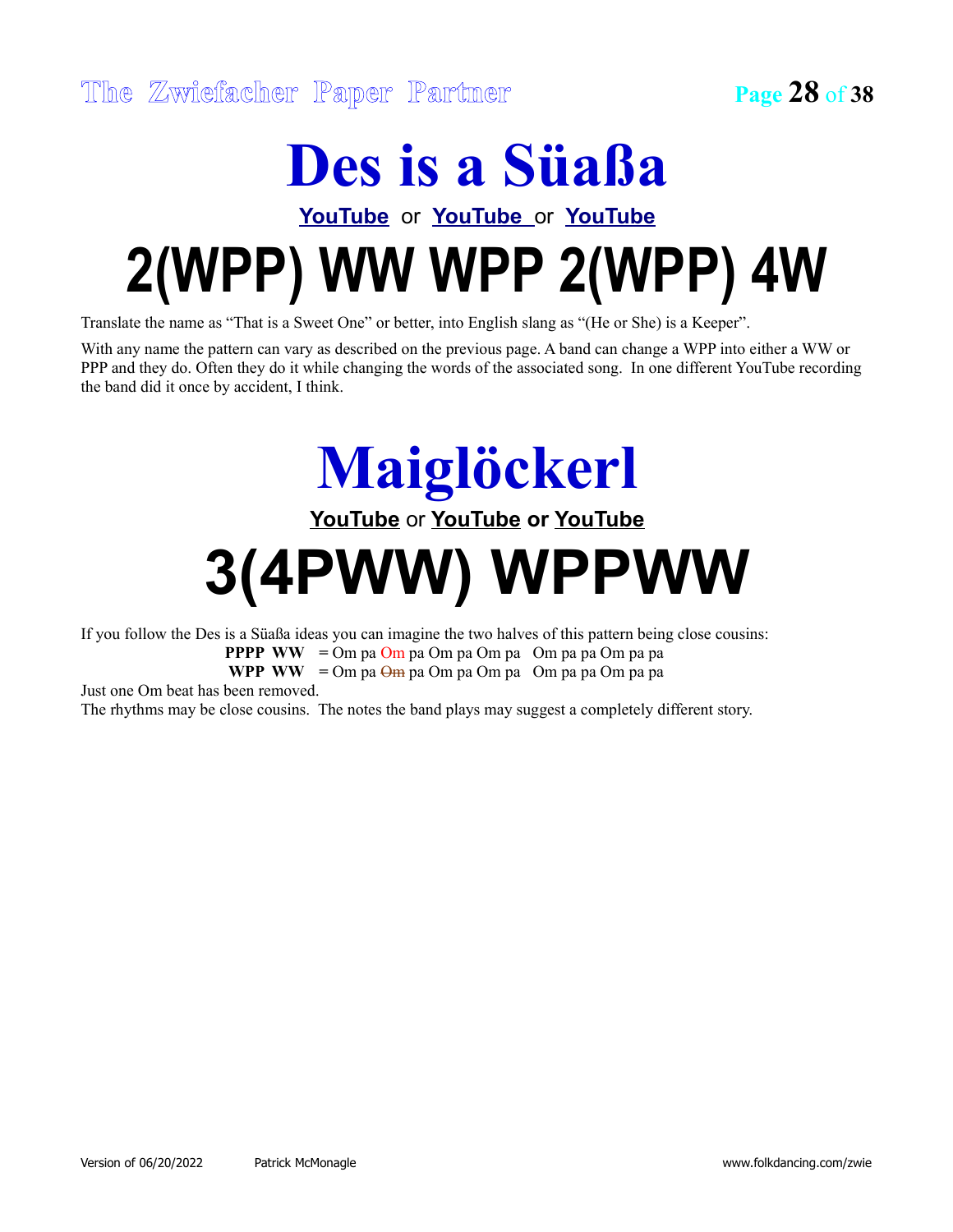# Des is a Süaßa

YouTube or YouTube or YouTube

# 2(WPP) WW WPP 2(WPP) 4W

Translate the name as "That is a Sweet One" or better, into English slang as "(He or She) is a Keeper".

With any name the pattern can vary as described on the previous page. A band can change a WPP into either a WW or PPP and they do. Often they do it while changing the words of the associated song. In one different YouTube recording the band did it once by accident, I think.

# Maiglöckerl

YouTube or YouTube or YouTube

# 3(4PWW) WPPWW

If you follow the Des is a Süaßa ideas you can imagine the two halves of this pattern being close cousins:

**PPPP WW** = Om pa Om pa Om pa Om pa Om pa pa Om pa pa
**WPP WW** = Om pa ~~Om~~ pa Om pa Om pa Om pa pa Om pa pa

Just one Om beat has been removed.

The rhythms may be close cousins. The notes the band plays may suggest a completely different story.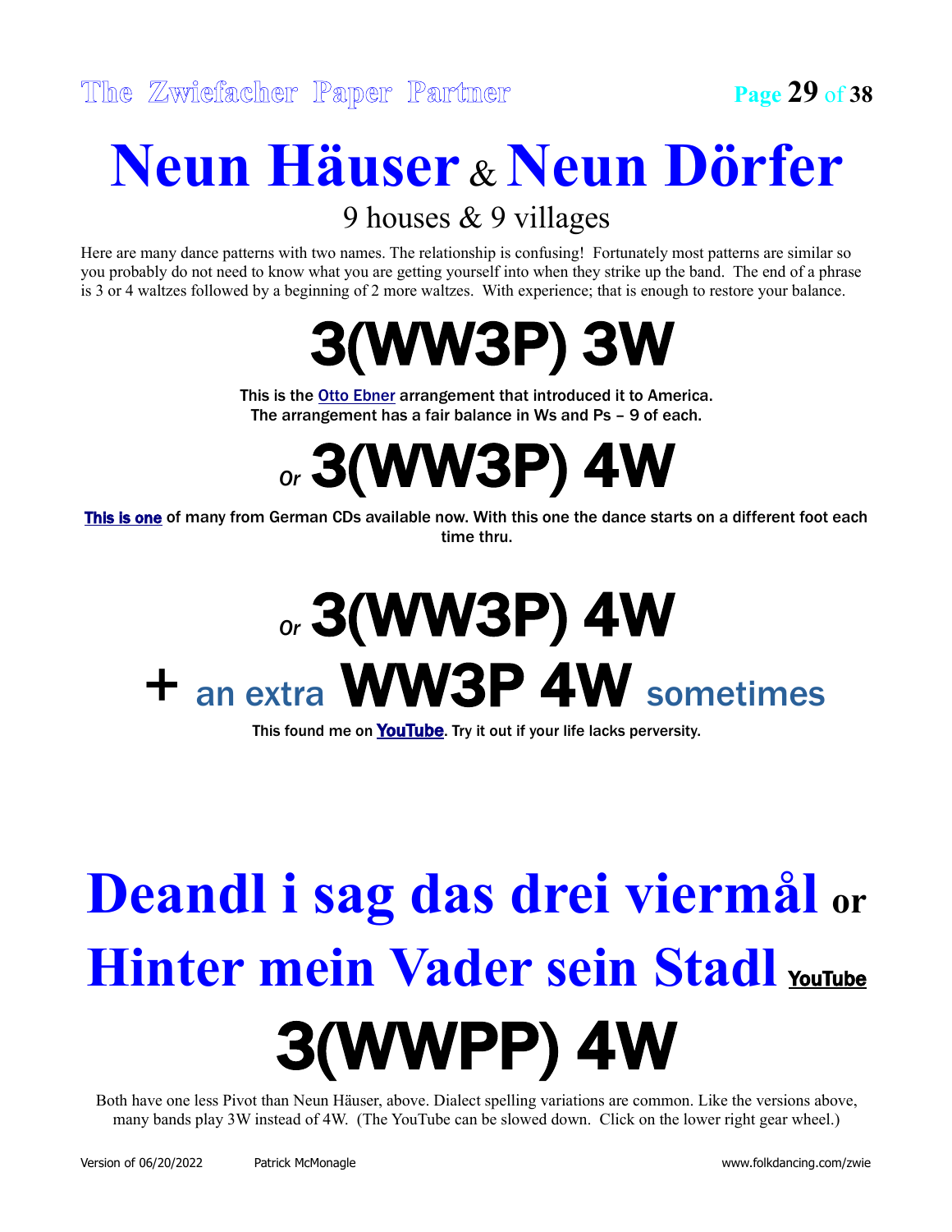# Neun Häuser & Neun Dörfer

9 houses & 9 villages

Here are many dance patterns with two names. The relationship is confusing! Fortunately most patterns are similar so you probably do not need to know what you are getting yourself into when they strike up the band. The end of a phrase is 3 or 4 waltzes followed by a beginning of 2 more waltzes. With experience; that is enough to restore your balance.

## 3(WW3P) 3W

This is the Otto Ebner arrangement that introduced it to America.
The arrangement has a fair balance in Ws and Ps – 9 of each.

## *Or* 3(WW3P) 4W

This is one of many from German CDs available now. With this one the dance starts on a different foot each time thru.

## *Or* 3(WW3P) 4W

## + an extra WW3P 4W sometimes

This found me on YouTube. Try it out if your life lacks perversity.

# Deandl i sag das drei viermål or Hinter mein Vader sein Stadl YouTube

## 3(WWPP) 4W

Both have one less Pivot than Neun Häuser, above. Dialect spelling variations are common. Like the versions above, many bands play 3W instead of 4W. (The YouTube can be slowed down. Click on the lower right gear wheel.)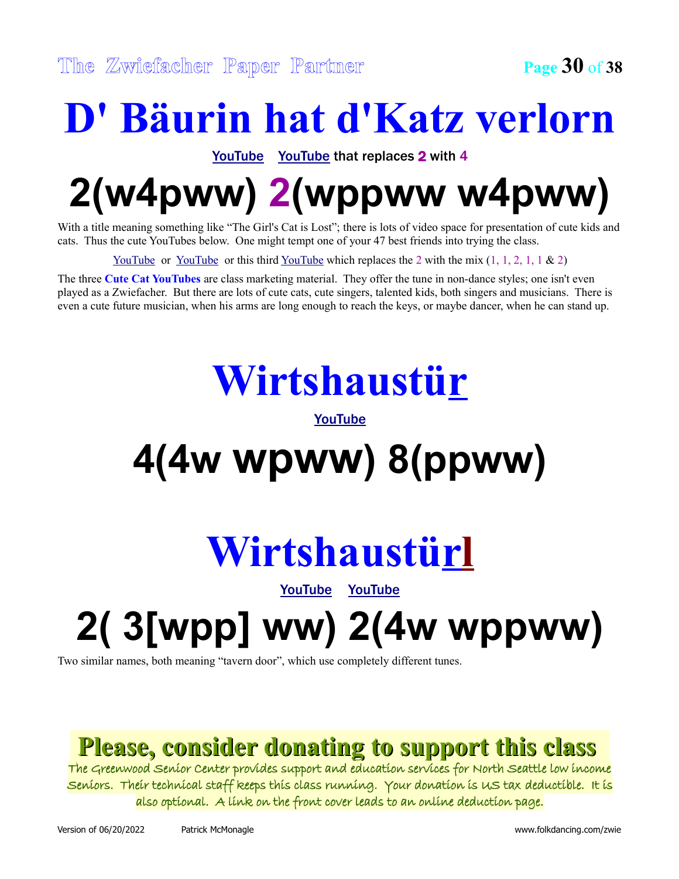# D' Bäurin hat d'Katz verlorn

YouTube YouTube that replaces 2 with 4

## 2(w4pww) 2(wppww w4pww)

With a title meaning something like "The Girl's Cat is Lost"; there is lots of video space for presentation of cute kids and cats. Thus the cute YouTubes below. One might tempt one of your 47 best friends into trying the class.

YouTube or YouTube or this third YouTube which replaces the 2 with the mix (1, 1, 2, 1, 1 & 2)

The three **Cute Cat YouTubes** are class marketing material. They offer the tune in non-dance styles; one isn't even played as a Zwiefacher. But there are lots of cute cats, cute singers, talented kids, both singers and musicians. There is even a cute future musician, when his arms are long enough to reach the keys, or maybe dancer, when he can stand up.

# Wirtshaustür

YouTube

## 4(4w wpww) 8(ppww)

# Wirtshaustürl

YouTube YouTube

## 2( 3[wpp] ww) 2(4w wppww)

Two similar names, both meaning "tavern door", which use completely different tunes.

**Please, consider donating to support this class**

The Greenwood Senior Center provides support and education services for North Seattle low income Seniors. Their technical staff keeps this class running. Your donation is US tax deductible. It is also optional. A link on the front cover leads to an online deduction page.

Version of 06/20/2022 Patrick McMonagle www.folkdancing.com/zwie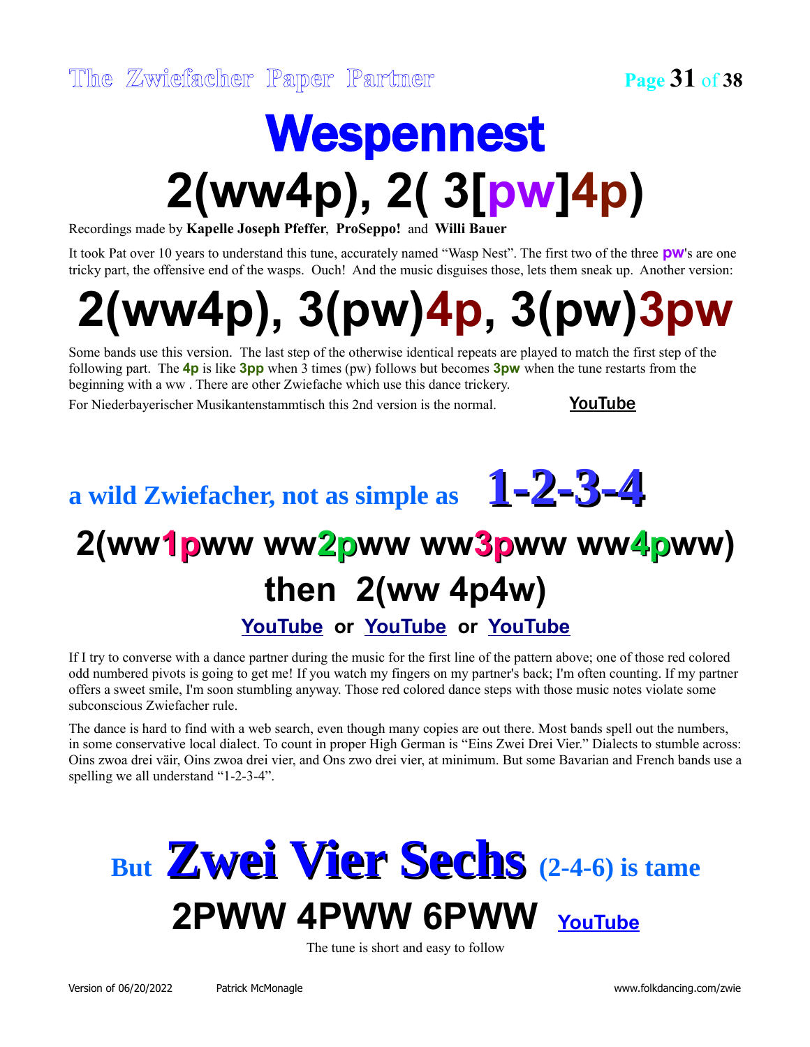# Wespennest

# 2(ww4p), 2( 3[pw]4p)

Recordings made by **Kapelle Joseph Pfeffer**, **ProSeppo!** and **Willi Bauer**

It took Pat over 10 years to understand this tune, accurately named "Wasp Nest". The first two of the three **pw**'s are one tricky part, the offensive end of the wasps. Ouch! And the music disguises those, lets them sneak up. Another version:

# 2(ww4p), 3(pw)4p, 3(pw)3pw

Some bands use this version. The last step of the otherwise identical repeats are played to match the first step of the following part. The **4p** is like **3pp** when 3 times (pw) follows but becomes **3pw** when the tune restarts from the beginning with a ww . There are other Zwiefache which use this dance trickery.

For Niederbayerischer Musikantenstammtisch this 2nd version is the normal. **YouTube**

## a wild Zwiefacher, not as simple as 1-2-3-4

# 2(ww1pww ww2pww ww3pww ww4pww)

# then 2(ww 4p4w)

**YouTube** or **YouTube** or **YouTube**

If I try to converse with a dance partner during the music for the first line of the pattern above; one of those red colored odd numbered pivots is going to get me! If you watch my fingers on my partner's back; I'm often counting. If my partner offers a sweet smile, I'm soon stumbling anyway. Those red colored dance steps with those music notes violate some subconscious Zwiefacher rule.

The dance is hard to find with a web search, even though many copies are out there. Most bands spell out the numbers, in some conservative local dialect. To count in proper High German is "Eins Zwei Drei Vier." Dialects to stumble across: Oins zwoa drei väir, Oins zwoa drei vier, and Ons zwo drei vier, at minimum. But some Bavarian and French bands use a spelling we all understand "1-2-3-4".

## But Zwei Vier Sechs (2-4-6) is tame

# 2PWW 4PWW 6PWW **YouTube**

The tune is short and easy to follow

Version of 06/20/2022 Patrick McMonagle www.folkdancing.com/zwie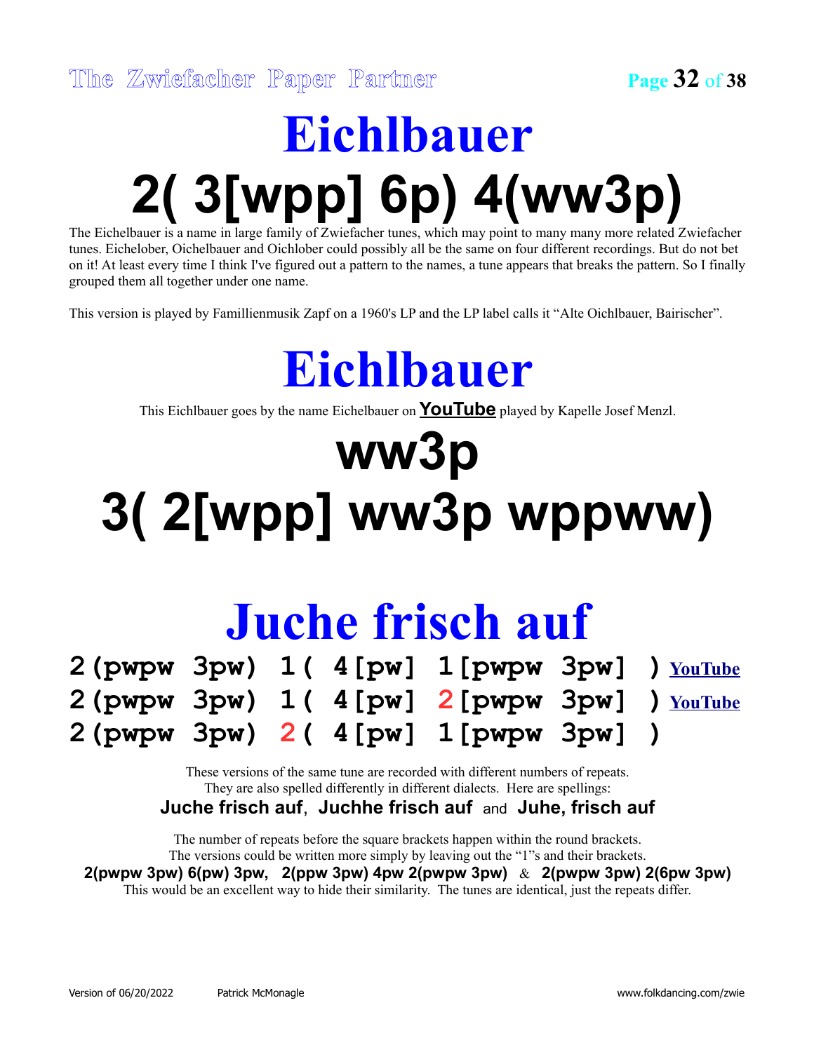# Eichlbauer

# 2( 3[wpp] 6p) 4(ww3p)

The Eichelbauer is a name in large family of Zwiefacher tunes, which may point to many many more related Zwiefacher tunes. Eichelober, Oichelbauer and Oichlober could possibly all be the same on four different recordings. But do not bet on it! At least every time I think I've figured out a pattern to the names, a tune appears that breaks the pattern. So I finally grouped them all together under one name.

This version is played by Famillienmusik Zapf on a 1960's LP and the LP label calls it "Alte Oichlbauer, Bairischer".

# Eichlbauer

This Eichlbauer goes by the name Eichelbauer on **YouTube** played by Kapelle Josef Menzl.

# ww3p
# 3( 2[wpp] ww3p wppww)

# Juche frisch auf

**2(pwpw 3pw) 1( 4[pw] 1[pwpw 3pw] )** YouTube
**2(pwpw 3pw) 1( 4[pw] 2[pwpw 3pw] )** YouTube
**2(pwpw 3pw) 2( 4[pw] 1[pwpw 3pw] )**

These versions of the same tune are recorded with different numbers of repeats.
They are also spelled differently in different dialects. Here are spellings:
**Juche frisch auf**, **Juchhe frisch auf** and **Juhe, frisch auf**

The number of repeats before the square brackets happen within the round brackets.
The versions could be written more simply by leaving out the "1"s and their brackets.
**2(pwpw 3pw) 6(pw) 3pw, 2(ppw 3pw) 4pw 2(pwpw 3pw)** & **2(pwpw 3pw) 2(6pw 3pw)**
This would be an excellent way to hide their similarity. The tunes are identical, just the repeats differ.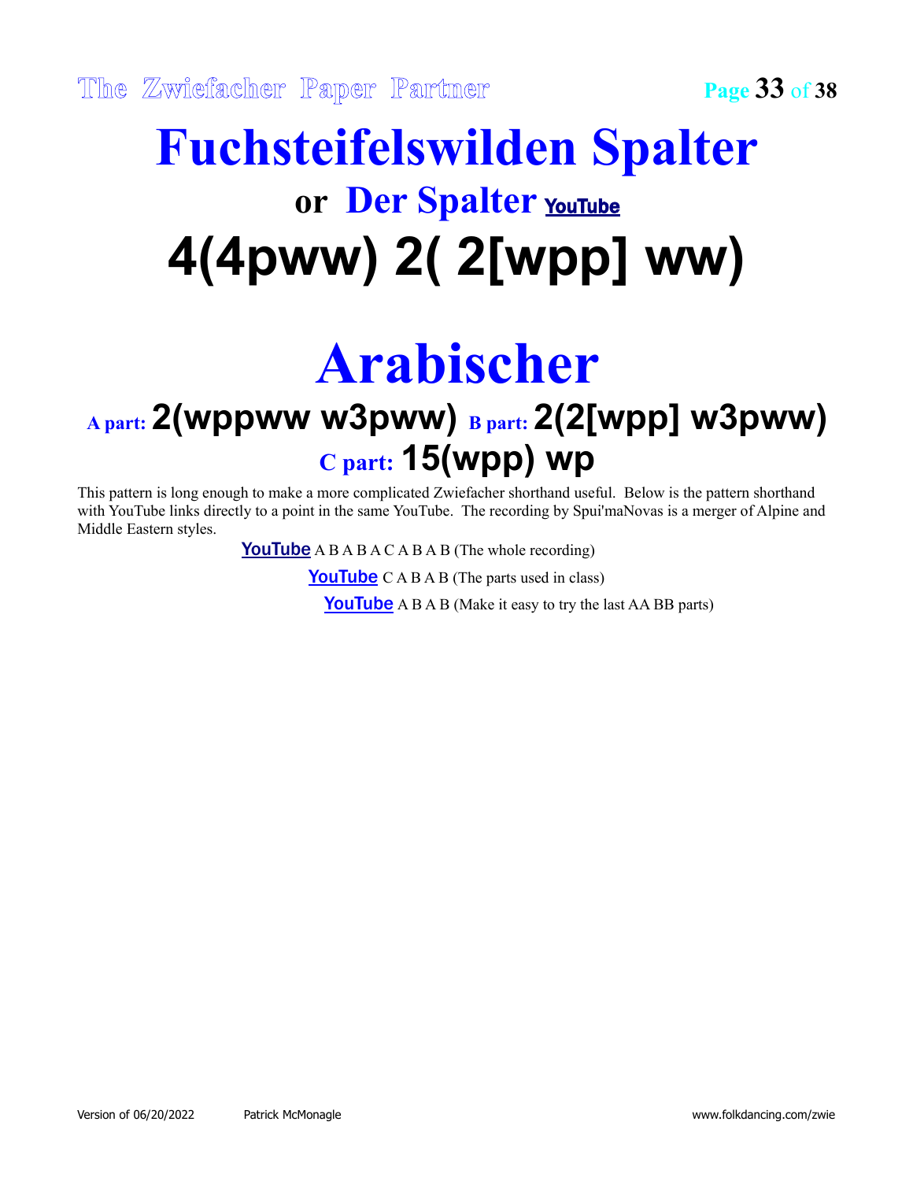# Fuchsteifelswilden Spalter

## or Der Spalter YouTube

## 4(4pww) 2( 2[wpp] ww)

# Arabischer

**A part: 2(wppww w3pww)** **B part: 2(2[wpp] w3pww)**

**C part: 15(wpp) wp**

This pattern is long enough to make a more complicated Zwiefacher shorthand useful. Below is the pattern shorthand with YouTube links directly to a point in the same YouTube. The recording by Spui'maNovas is a merger of Alpine and Middle Eastern styles.

YouTube A B A B A C A B A B (The whole recording)

YouTube C A B A B (The parts used in class)

YouTube A B A B (Make it easy to try the last AA BB parts)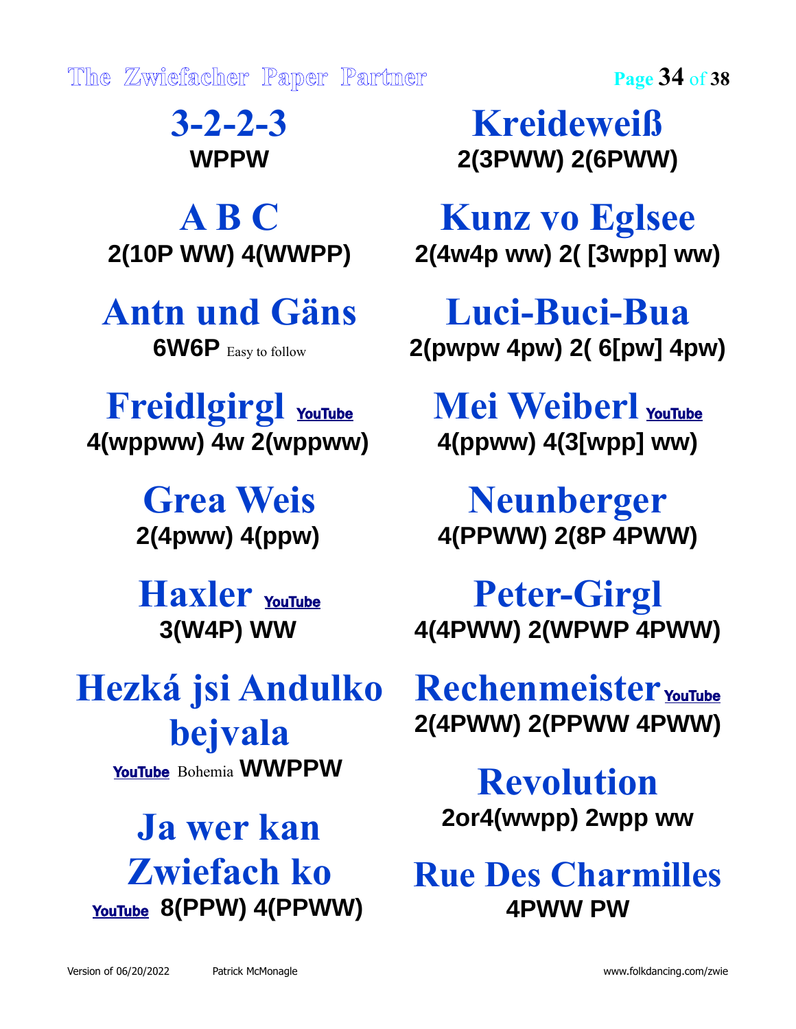## 3-2-2-3
**WPPW**

## A B C
**2(10P WW) 4(WWPP)**

## Antn und Gäns
**6W6P** Easy to follow

## Freidlgirgl YouTube
**4(wppww) 4w 2(wppww)**

## Grea Weis
**2(4pww) 4(ppw)**

## Haxler YouTube
**3(W4P) WW**

## Hezká jsi Andulko bejvala
YouTube Bohemia **WWPPW**

## Ja wer kan Zwiefach ko
YouTube **8(PPW) 4(PPWW)**

## Kreideweiß
**2(3PWW) 2(6PWW)**

## Kunz vo Eglsee
**2(4w4p ww) 2( [3wpp] ww)**

## Luci-Buci-Bua
**2(pwpw 4pw) 2( 6[pw] 4pw)**

## Mei Weiberl YouTube
**4(ppww) 4(3[wpp] ww)**

## Neunberger
**4(PPWW) 2(8P 4PWW)**

## Peter-Girgl
**4(4PWW) 2(WPWP 4PWW)**

## Rechenmeister YouTube
**2(4PWW) 2(PPWW 4PWW)**

## Revolution
**2or4(wwpp) 2wpp ww**

## Rue Des Charmilles
**4PWW PW**

Version of 06/20/2022 Patrick McMonagle www.folkdancing.com/zwie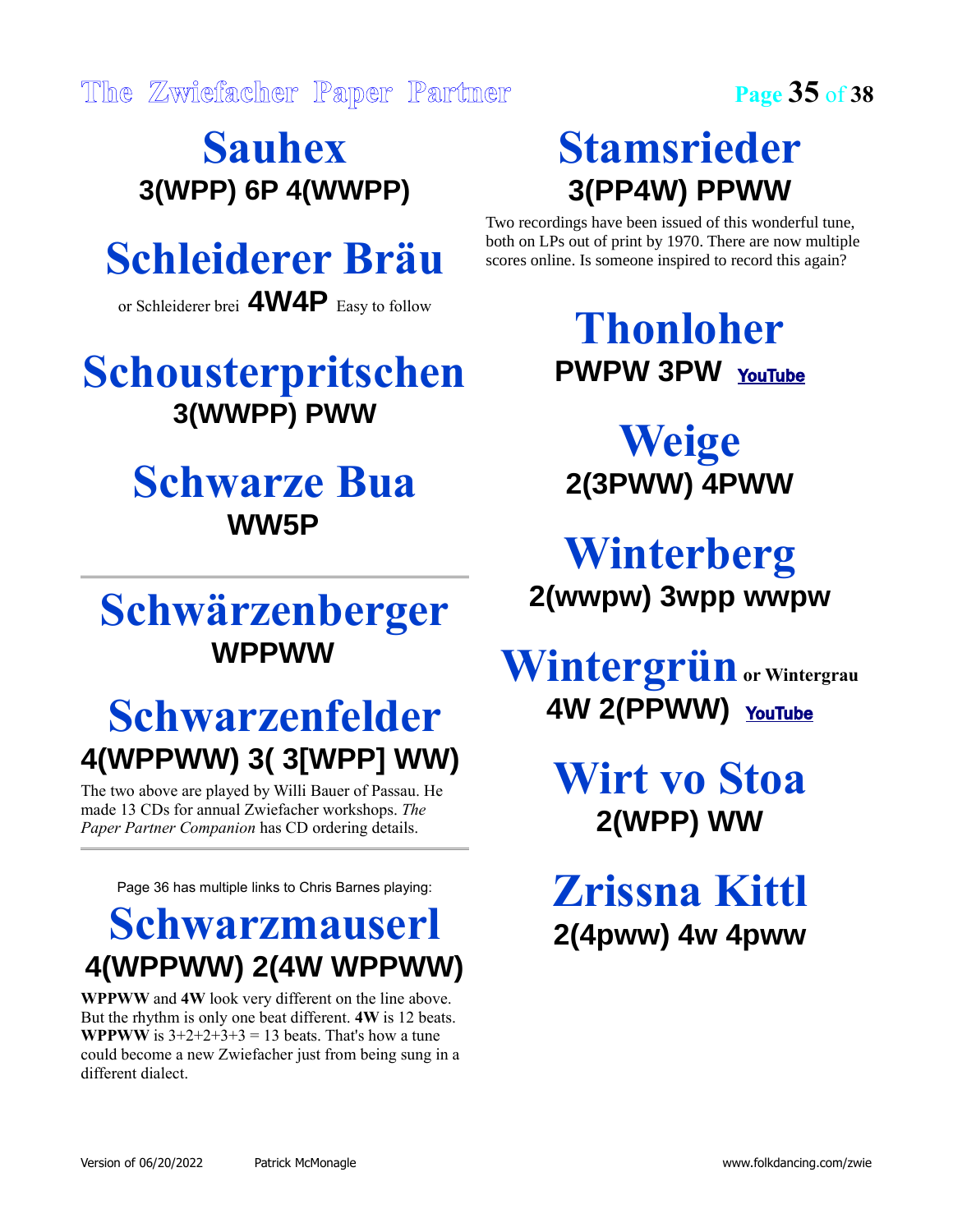# Sauhex

**3(WPP) 6P 4(WWPP)**

# Schleiderer Bräu

or Schleiderer brei **4W4P** Easy to follow

# Schousterpritschen

**3(WWPP) PWW**

# Schwarze Bua

**WW5P**

---

# Schwärzenberger

**WPPWW**

# Schwarzenfelder

**4(WPPWW) 3( 3[WPP] WW)**

The two above are played by Willi Bauer of Passau. He made 13 CDs for annual Zwiefacher workshops. *The Paper Partner Companion* has CD ordering details.

---

Page 36 has multiple links to Chris Barnes playing:

# Schwarzmauserl

**4(WPPWW) 2(4W WPPWW)**

**WPPWW** and **4W** look very different on the line above. But the rhythm is only one beat different. **4W** is 12 beats. **WPPWW** is 3+2+2+3+3 = 13 beats. That's how a tune could become a new Zwiefacher just from being sung in a different dialect.

# Stamsrieder

**3(PP4W) PPWW**

Two recordings have been issued of this wonderful tune, both on LPs out of print by 1970. There are now multiple scores online. Is someone inspired to record this again?

# Thonloher

**PWPW 3PW** YouTube

# Weige

**2(3PWW) 4PWW**

# Winterberg

**2(wwpw) 3wpp wwpw**

# Wintergrün or Wintergrau

**4W 2(PPWW)** YouTube

# Wirt vo Stoa

**2(WPP) WW**

# Zrissna Kittl

**2(4pww) 4w 4pww**

Version of 06/20/2022 Patrick McMonagle www.folkdancing.com/zwie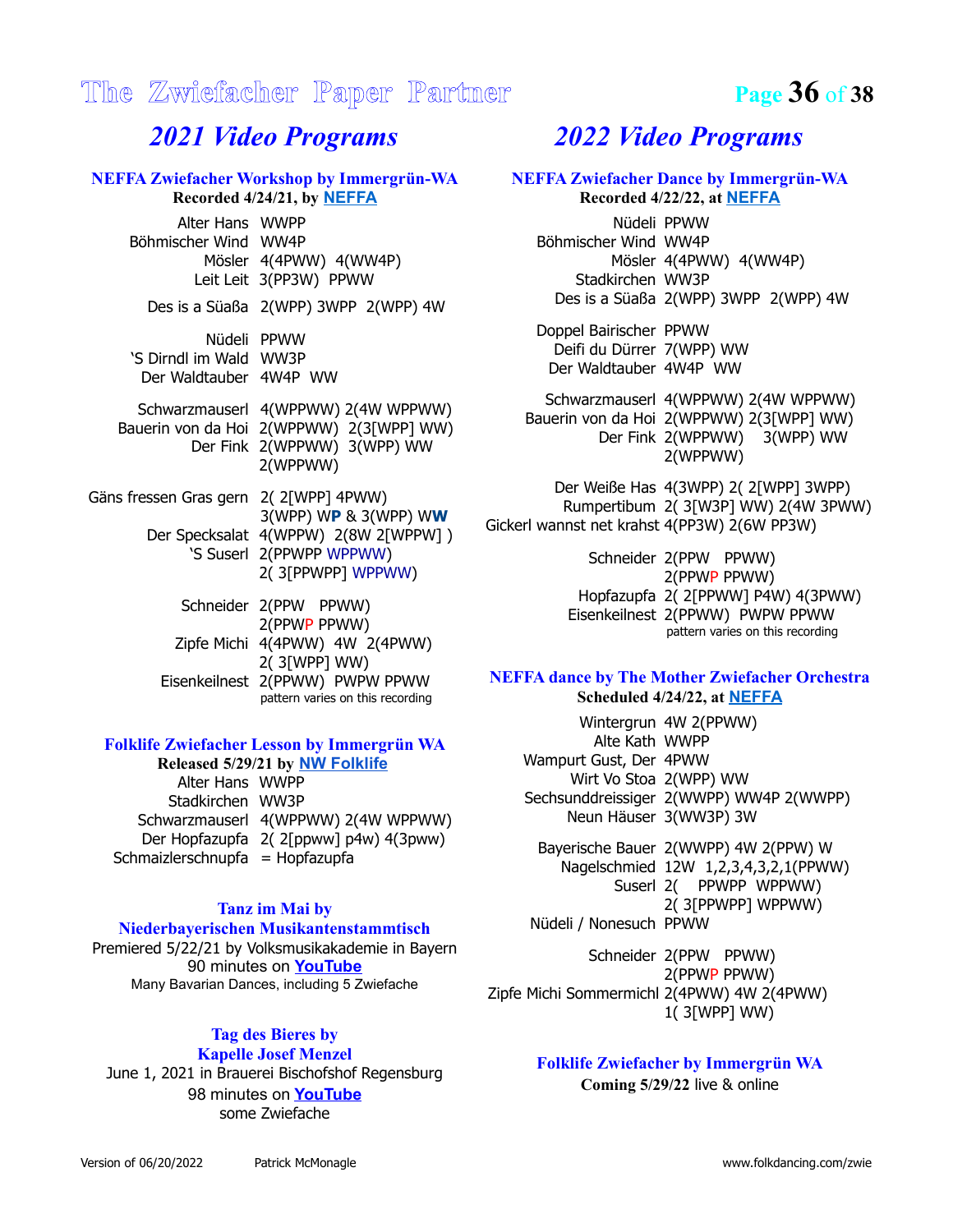# The Zwiefacher Paper Partner

## *2021 Video Programs*

### NEFFA Zwiefacher Workshop by Immergrün-WA

**Recorded 4/24/21, by NEFFA**

| Dance | Pattern |
|---|---|
| Alter Hans | WWPP |
| Böhmischer Wind | WW4P |
| Mösler | 4(4PWW) 4(WW4P) |
| Leit Leit | 3(PP3W) PPWW |
| Des is a Süaßa | 2(WPP) 3WPP 2(WPP) 4W |
| Nüdeli | PPWW |
| 'S Dirndl im Wald | WW3P |
| Der Waldtauber | 4W4P WW |
| Schwarzmauserl | 4(WPPWW) 2(4W WPPWW) |
| Bauerin von da Hoi | 2(WPPWW) 2(3[WPP] WW) |
| Der Fink | 2(WPPWW) 3(WPP) WW 2(WPPWW) |
| Gäns fressen Gras gern | 2( 2[WPP] 4PWW) 3(WPP) WP & 3(WPP) WW |
| Der Specksalat | 4(WPPW) 2(8W 2[WPPW] ) |
| 'S Suserl | 2(PPWPP WPPWW) 2( 3[PPWPP] WPPWW) |
| Schneider | 2(PPW PPWW) 2(PPWP PPWW) |
| Zipfe Michi | 4(4PWW) 4W 2(4PWW) 2( 3[WPP] WW) |
| Eisenkeilnest | 2(PPWW) PWPW PPWW (pattern varies on this recording) |

### Folklife Zwiefacher Lesson by Immergrün WA

**Released 5/29/21 by NW Folklife**

| Dance | Pattern |
|---|---|
| Alter Hans | WWPP |
| Stadkirchen | WW3P |
| Schwarzmauserl | 4(WPPWW) 2(4W WPPWW) |
| Der Hopfazupfa | 2( 2[ppww] p4w) 4(3pww) |
| Schmaizlerschnupfa | = Hopfazupfa |

### Tanz im Mai by Niederbayerischen Musikantenstammtisch

Premiered 5/22/21 by Volksmusikakademie in Bayern
90 minutes on YouTube
Many Bavarian Dances, including 5 Zwiefache

### Tag des Bieres by Kapelle Josef Menzel

June 1, 2021 in Brauerei Bischofshof Regensburg
98 minutes on YouTube
some Zwiefache

## *2022 Video Programs*

### NEFFA Zwiefacher Dance by Immergrün-WA

**Recorded 4/22/22, at NEFFA**

| Dance | Pattern |
|---|---|
| Nüdeli | PPWW |
| Böhmischer Wind | WW4P |
| Mösler | 4(4PWW) 4(WW4P) |
| Stadkirchen | WW3P |
| Des is a Süaßa | 2(WPP) 3WPP 2(WPP) 4W |
| Doppel Bairischer | PPWW |
| Deifi du Dürrer | 7(WPP) WW |
| Der Waldtauber | 4W4P WW |
| Schwarzmauserl | 4(WPPWW) 2(4W WPPWW) |
| Bauerin von da Hoi | 2(WPPWW) 2(3[WPP] WW) |
| Der Fink | 2(WPPWW) 3(WPP) WW 2(WPPWW) |
| Der Weiße Has | 4(3WPP) 2( 2[WPP] 3WPP) |
| Rumpertibum | 2( 3[W3P] WW) 2(4W 3PWW) |
| Gickerl wannst net krahst | 4(PP3W) 2(6W PP3W) |
| Schneider | 2(PPW PPWW) 2(PPWP PPWW) |
| Hopfazupfa | 2( 2[PPWW] P4W) 4(3PWW) |
| Eisenkeilnest | 2(PPWW) PWPW PPWW (pattern varies on this recording) |

### NEFFA dance by The Mother Zwiefacher Orchestra

**Scheduled 4/24/22, at NEFFA**

| Dance | Pattern |
|---|---|
| Wintergrun | 4W 2(PPWW) |
| Alte Kath | WWPP |
| Wampurt Gust, Der | 4PWW |
| Wirt Vo Stoa | 2(WPP) WW |
| Sechsunddreissiger | 2(WWPP) WW4P 2(WWPP) |
| Neun Häuser | 3(WW3P) 3W |
| Bayerische Bauer | 2(WWPP) 4W 2(PPW) W |
| Nagelschmied | 12W 1,2,3,4,3,2,1(PPWW) |
| Suserl | 2( PPWPP WPPWW) 2( 3[PPWPP] WPPWW) |
| Nüdeli / Nonesuch | PPWW |
| Schneider | 2(PPW PPWW) 2(PPWP PPWW) |
| Zipfe Michi Sommermichl | 2(4PWW) 4W 2(4PWW) 1( 3[WPP] WW) |

### Folklife Zwiefacher by Immergrün WA

**Coming 5/29/22** live & online

Version of 06/20/2022 Patrick McMonagle www.folkdancing.com/zwie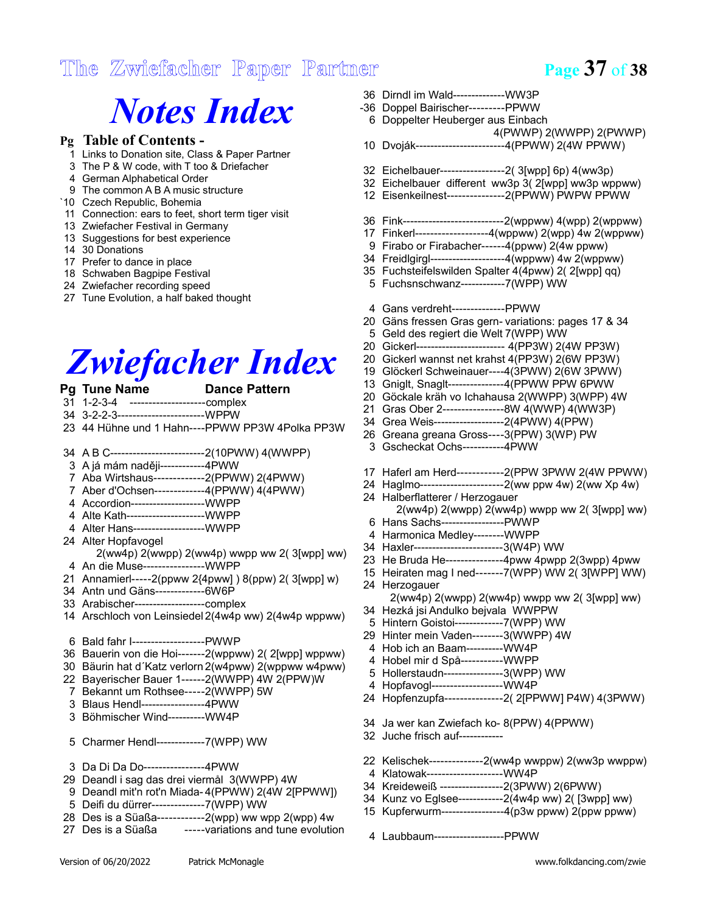# Notes Index

**Pg** **Table of Contents -**

1 Links to Donation site, Class & Paper Partner
3 The P & W code, with T too & Driefacher
4 German Alphabetical Order
9 The common A B A music structure
`10 Czech Republic, Bohemia
11 Connection: ears to feet, short term tiger visit
13 Zwiefacher Festival in Germany
13 Suggestions for best experience
14 30 Donations
17 Prefer to dance in place
18 Schwaben Bagpipe Festival
24 Zwiefacher recording speed
27 Tune Evolution, a half baked thought

# Zwiefacher Index

**Pg Tune Name** **Dance Pattern**

31 1-2-3-4 --------------------complex
34 3-2-2-3-----------------------WPPW
23 44 Hühne und 1 Hahn----PPWW PP3W 4Polka PP3W

34 A B C-------------------------2(10PWW) 4(WWPP)
3 A já mám naději------------4PWW
7 Aba Wirtshaus-------------2(PPWW) 2(4PWW)
7 Aber d'Ochsen-------------4(PPWW) 4(4PWW)
4 Accordion--------------------WWPP
4 Alte Kath---------------------WWPP
4 Alter Hans-------------------WWPP
24 Alter Hopfavogel
2(ww4p) 2(wwpp) 2(ww4p) wwpp ww 2( 3[wpp] ww)
4 An die Muse----------------WWPP
21 Annamierl-----2(ppww 2{4pww] ) 8(ppw) 2( 3[wpp] w)
34 Antn und Gäns-------------6W6P
33 Arabischer-------------------complex
14 Arschloch von Leinsiedel 2(4w4p ww) 2(4w4p wppww)

6 Bald fahr I-------------------PWWP
36 Bauerin von die Hoi-------2(wppww) 2( 2[wpp] wppww)
30 Bäurin hat d´Katz verlorn 2(w4pww) 2(wppww w4pww)
22 Bayerischer Bauer 1------2(WWPP) 4W 2(PPW)W
7 Bekannt um Rothsee-----2(WWPP) 5W
3 Blaus Hendl-----------------4PWW
3 Böhmischer Wind----------WW4P

5 Charmer Hendl-------------7(WPP) WW

3 Da Di Da Do----------------4PWW
29 Deandl i sag das drei viermål 3(WWPP) 4W
9 Deandl mit'n rot'n Miada- 4(PPWW) 2(4W 2[PPWW])
5 Deifi du dürrer--------------7(WPP) WW
28 Des is a Süaßa------------2(wpp) ww wpp 2(wpp) 4w
27 Des is a Süaßa -----variations and tune evolution

36 Dirndl im Wald--------------WW3P
-36 Doppel Bairischer---------PPWW
6 Doppelter Heuberger aus Einbach
4(PWWP) 2(WWPP) 2(PWWP)
10 Dvoják------------------------4(PPWW) 2(4W PPWW)

32 Eichelbauer-----------------2( 3[wpp] 6p) 4(ww3p)
32 Eichelbauer different ww3p 3( 2[wpp] ww3p wppww)
12 Eisenkeilnest---------------2(PPWW) PWPW PPWW

36 Fink---------------------------2(wppww) 4(wpp) 2(wppww)
17 Finkerl-------------------4(wppww) 2(wpp) 4w 2(wppww)
9 Firabo or Firabacher------4(ppww) 2(4w ppww)
34 Freidlgirgl--------------------4(wppww) 4w 2(wppww)
35 Fuchsteifelswilden Spalter 4(4pww) 2( 2[wpp] qq)
5 Fuchsnschwanz-----------7(WPP) WW

4 Gans verdreht--------------PPWW
20 Gäns fressen Gras gern- variations: pages 17 & 34
5 Geld des regiert die Welt 7(WPP) WW
20 Gickerl------------------------ 4(PP3W) 2(4W PP3W)
20 Gickerl wannst net krahst 4(PP3W) 2(6W PP3W)
19 Glöckerl Schweinauer----4(3PWW) 2(6W 3PWW)
13 Gniglt, Snaglt---------------4(PPWW PPW 6PWW
20 Göckale kräh vo Ichahausa 2(WWPP) 3(WPP) 4W
21 Gras Ober 2----------------8W 4(WWP) 4(WW3P)
34 Grea Weis-------------------2(4PWW) 4(PPW)
26 Greana greana Gross----3(PPW) 3(WP) PW
3 Gscheckat Ochs-----------4PWW

17 Haferl am Herd------------2(PPW 3PWW 2(4W PPWW)
24 Haglmo----------------------2(ww ppw 4w) 2(ww Xp 4w)
24 Halberflatterer / Herzogauer
2(ww4p) 2(wwpp) 2(ww4p) wwpp ww 2( 3[wpp] ww)
6 Hans Sachs-----------------PWWP
4 Harmonica Medley--------WWPP
34 Haxler------------------------3(W4P) WW
23 He Bruda He---------------4pww 4pwpp 2(3wpp) 4pww
15 Heiraten mag I ned-------7(WPP) WW 2( 3[WPP] WW)
24 Herzogauer
2(ww4p) 2(wwpp) 2(ww4p) wwpp ww 2( 3[wpp] ww)
34 Hezká jsi Andulko bejvala WWPPW
5 Hintern Goistoi-------------7(WPP) WW
29 Hinter mein Vaden--------3(WWPP) 4W
4 Hob ich an Baam----------WW4P
4 Hobel mir d Spå-----------WWPP
5 Hollerstaudn----------------3(WPP) WW
4 Hopfavogl-------------------WW4P
24 Hopfenzupfa---------------2( 2[PPWW] P4W) 4(3PWW)

34 Ja wer kan Zwiefach ko- 8(PPW) 4(PPWW)
32 Juche frisch auf------------

22 Kelischek--------------2(ww4p wwppw) 2(ww3p wwppw)
4 Klatowak--------------------WW4P
34 Kreideweiß -----------------2(3PWW) 2(6PWW)
34 Kunz vo Eglsee------------2(4w4p ww) 2( [3wpp] ww)
15 Kupferwurm-----------------4(p3w ppww) 2(ppw ppww)

4 Laubbaum-------------------PPWW

Version of 06/20/2022 Patrick McMonagle www.folkdancing.com/zwie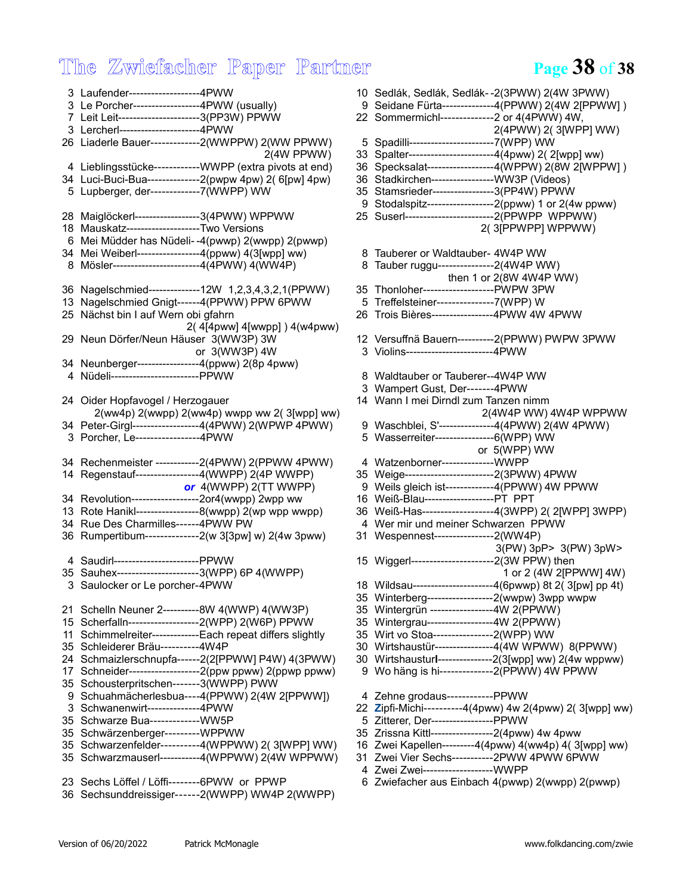3 Laufender-------------------4PWW
3 Le Porcher------------------4PWW (usually)
7 Leit Leit----------------------3(PP3W) PPWW
3 Lercherl----------------------4PWW
26 Liaderle Bauer-------------2(WWPPW) 2(WW PPWW)
2(4W PPWW)
4 Lieblingsstücke------------WWPP (extra pivots at end)
34 Luci-Buci-Bua--------------2(pwpw 4pw) 2( 6[pw] 4pw)
5 Lupberger, der-------------7(WWPP) WW

28 Maiglöckerl------------------3(4PWW) WPPWW
18 Mauskatz--------------------Two Versions
6 Mei Müdder has Nüdeli- -4(pwwp) 2(wwpp) 2(pwwp)
34 Mei Weiberl-----------------4(ppww) 4(3[wpp] ww)
8 Mösler------------------------4(4PWW) 4(WW4P)

36 Nagelschmied--------------12W 1,2,3,4,3,2,1(PPWW)
13 Nagelschmied Gnigt------4(PPWW) PPW 6PWW
25 Nächst bin I auf Wern obi gfahrn
2( 4[4pww] 4[wwpp] ) 4(w4pww)
29 Neun Dörfer/Neun Häuser 3(WW3P) 3W
or 3(WW3P) 4W
34 Neunberger-----------------4(ppww) 2(8p 4pww)
4 Nüdeli------------------------PPWW

24 Oider Hopfavogel / Herzogauer
2(ww4p) 2(wwpp) 2(ww4p) wwpp ww 2( 3[wpp] ww)
34 Peter-Girgl------------------4(4PWW) 2(WPWP 4PWW)
3 Porcher, Le-----------------4PWW

34 Rechenmeister ------------2(4PWW) 2(PPWW 4PWW)
14 Regenstauf-----------------4(WWPP) 2(4P WWPP)
*or* 4(WWPP) 2(TT WWPP)
34 Revolution------------------2or4(wwpp) 2wpp ww
13 Rote Hanikl-----------------8(wwpp) 2(wp wpp wwpp)
34 Rue Des Charmilles------4PWW PW
36 Rumpertibum--------------2(w 3[3pw] w) 2(4w 3pww)

4 Saudirl-----------------------PPWW
35 Sauhex----------------------3(WPP) 6P 4(WWPP)
3 Saulocker or Le porcher-4PWW

21 Schelln Neuner 2----------8W 4(WWP) 4(WW3P)
15 Scherfalln-------------------2(WPP) 2(W6P) PPWW
11 Schimmelreiter-------------Each repeat differs slightly
35 Schleiderer Bräu----------4W4P
24 Schmaizlerschnupfa------2(2[PPWW] P4W) 4(3PWW)
17 Schneider-------------------2(ppw ppww) 2(ppwp ppww)
35 Schousterpritschen-------3(WWPP) PWW
9 Schuahmächerlesbua----4(PPWW) 2(4W 2[PPWW])
3 Schwanenwirt--------------4PWW
35 Schwarze Bua-------------WW5P
35 Schwärzenberger---------WPPWW
35 Schwarzenfelder----------4(WPPWW) 2( 3[WPP] WW)
35 Schwarzmauserl-----------4(WPPWW) 2(4W WPPWW)

23 Sechs Löffel / Löffi--------6PWW or PPWP
36 Sechsunddreissiger------2(WWPP) WW4P 2(WWPP)

10 Sedlák, Sedlák, Sedlák- -2(3PPWW) 2(4W 3PPWW)
9 Seidane Fürta--------------4(PPWW) 2(4W 2[PPWW] )
22 Sommermichl--------------2 or 4(4PWW) 4W,
2(4PWW) 2( 3[WPP] WW)
5 Spadilli-----------------------7(WPP) WW
33 Spalter-----------------------4(4pww) 2( 2[wpp] ww)
36 Specksalat------------------4(WPPW) 2(8W 2[WPPW] )
36 Stadkirchen-----------------WW3P (Videos)
35 Stamsrieder-----------------3(PP4W) PPWW
9 Stodalspitz------------------2(ppww) 1 or 2(4w ppww)
25 Suserl------------------------2(PPWPP WPPWW)
2( 3[PPWPP] WPPWW)

8 Tauberer or Waldtauber- 4W4P WW
8 Tauber ruggu----------------2(4W4P WW)
then 1 or 2(8W 4W4P WW)
35 Thonloher--------------------PWPW 3PW
5 Treffelsteiner----------------7(WPP) W
26 Trois Bières-----------------4PWW 4W 4PWW

12 Versuffnä Bauern----------2(PPWW) PWPW 3PWW
3 Violins------------------------4PWW

8 Waldtauber or Tauberer--4W4P WW
3 Wampert Gust, Der-------4PWW
14 Wann I mei Dirndl zum Tanzen nimm
2(4W4P WW) 4W4P WPPWW
9 Waschblei, S'---------------4(4PWW) 2(4W 4PWW)
5 Wasserreiter----------------6(WPP) WW
or 5(WPP) WW
4 Watzenborner--------------WWPP
35 Weige------------------------2(3PWW) 4PWW
9 Weils gleich ist-------------4(PPWW) 4W PPWW
16 Weiß-Blau--------------------PT PPT
36 Weiß-Has--------------------4(3WPP) 2( 2[WPP] 3WPP)
4 Wer mir und meiner Schwarzen PPWW
31 Wespennest----------------2(WW4P)
3(PW) 3pP> 3(PW) 3pW>
15 Wiggerl-----------------------2(3W PPW) then
1 or 2 (4W 2[PPWW] 4W)
18 Wildsau-----------------------4(6pwwp) 8t 2( 3[pw] pp 4t)
35 Winterberg------------------2(wwpw) 3wpp wwpw
35 Wintergrün -----------------4W 2(PPWW)
35 Wintergrau------------------4W 2(PPWW)
35 Wirt vo Stoa----------------2(WPP) WW
30 Wirtshaustür----------------4(4W WPWW) 8(PPWW)
30 Wirtshausturl---------------2(3[wpp] ww) 2(4w wppww)
9 Wo häng is hi--------------2(PPWW) 4W PPWW

4 Zehne grodaus------------PPWW
22 Zipfi-Michi----------4(4pww) 4w 2(4pww) 2( 3[wpp] ww)
5 Zitterer, Der-----------------PPWW
35 Zrissna Kittl-----------------2(4pww) 4w 4pww
16 Zwei Kapellen---------4(4pww) 4(ww4p) 4( 3[wpp] ww)
31 Zwei Vier Sechs-----------2PWW 4PWW 6PWW
4 Zwei Zwei-------------------WWPP
6 Zwiefacher aus Einbach 4(pwwp) 2(wwpp) 2(pwwp)

Version of 06/20/2022 Patrick McMonagle www.folkdancing.com/zwie